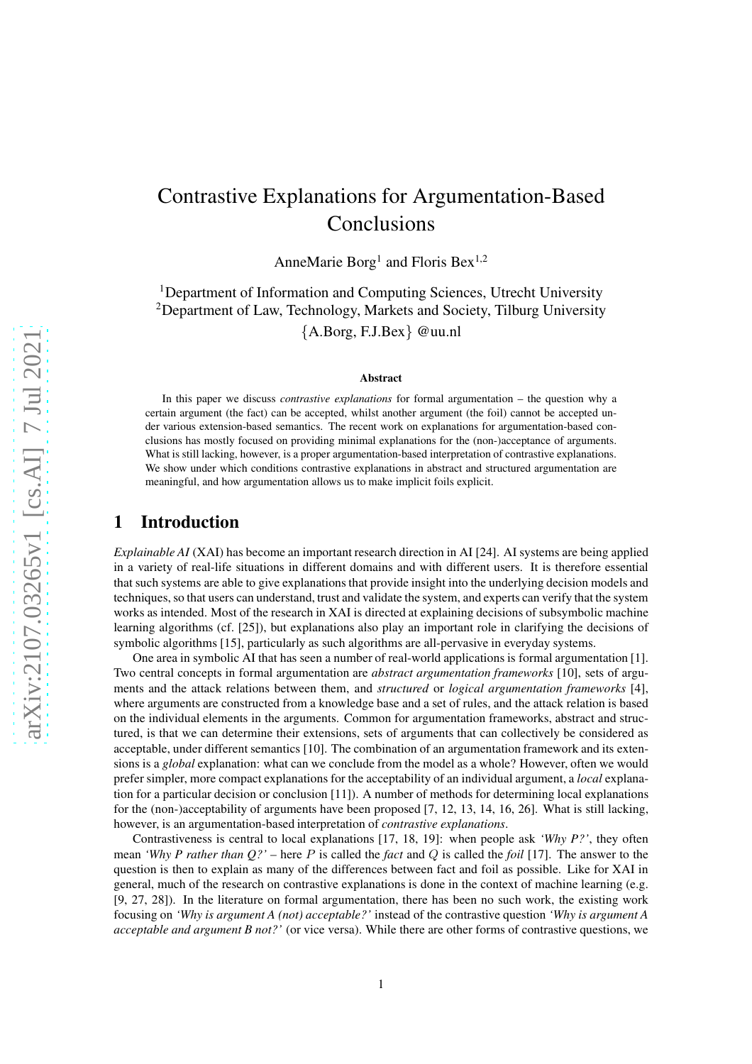# Contrastive Explanations for Argumentation-Based Conclusions

AnneMarie Borg[1] and Floris Bex[1,2]

[1]Department of Information and Computing Sciences, Utrecht University
[2]Department of Law, Technology, Markets and Society, Tilburg University
{A.Borg, F.J.Bex} @uu.nl

### Abstract

In this paper we discuss *contrastive explanations* for formal argumentation – the question why a certain argument (the fact) can be accepted, whilst another argument (the foil) cannot be accepted under various extension-based semantics. The recent work on explanations for argumentation-based conclusions has mostly focused on providing minimal explanations for the (non-)acceptance of arguments. What is still lacking, however, is a proper argumentation-based interpretation of contrastive explanations. We show under which conditions contrastive explanations in abstract and structured argumentation are meaningful, and how argumentation allows us to make implicit foils explicit.

## 1 Introduction

*Explainable AI* (XAI) has become an important research direction in AI [24]. AI systems are being applied in a variety of real-life situations in different domains and with different users. It is therefore essential that such systems are able to give explanations that provide insight into the underlying decision models and techniques, so that users can understand, trust and validate the system, and experts can verify that the system works as intended. Most of the research in XAI is directed at explaining decisions of subsymbolic machine learning algorithms (cf. [25]), but explanations also play an important role in clarifying the decisions of symbolic algorithms [15], particularly as such algorithms are all-pervasive in everyday systems.

One area in symbolic AI that has seen a number of real-world applications is formal argumentation [1]. Two central concepts in formal argumentation are *abstract argumentation frameworks* [10], sets of arguments and the attack relations between them, and *structured* or *logical argumentation frameworks* [4], where arguments are constructed from a knowledge base and a set of rules, and the attack relation is based on the individual elements in the arguments. Common for argumentation frameworks, abstract and structured, is that we can determine their extensions, sets of arguments that can collectively be considered as acceptable, under different semantics [10]. The combination of an argumentation framework and its extensions is a *global* explanation: what can we conclude from the model as a whole? However, often we would prefer simpler, more compact explanations for the acceptability of an individual argument, a *local* explanation for a particular decision or conclusion [11]). A number of methods for determining local explanations for the (non-)acceptability of arguments have been proposed [7, 12, 13, 14, 16, 26]. What is still lacking, however, is an argumentation-based interpretation of *contrastive explanations*.

Contrastiveness is central to local explanations [17, 18, 19]: when people ask *'Why P?'*, they often mean *'Why P rather than Q?'* – here $P$ is called the *fact* and $Q$ is called the *foil* [17]. The answer to the question is then to explain as many of the differences between fact and foil as possible. Like for XAI in general, much of the research on contrastive explanations is done in the context of machine learning (e.g. [9, 27, 28]). In the literature on formal argumentation, there has been no such work, the existing work focusing on *'Why is argument A (not) acceptable?'* instead of the contrastive question *'Why is argument A acceptable and argument B not?'* (or vice versa). While there are other forms of contrastive questions, we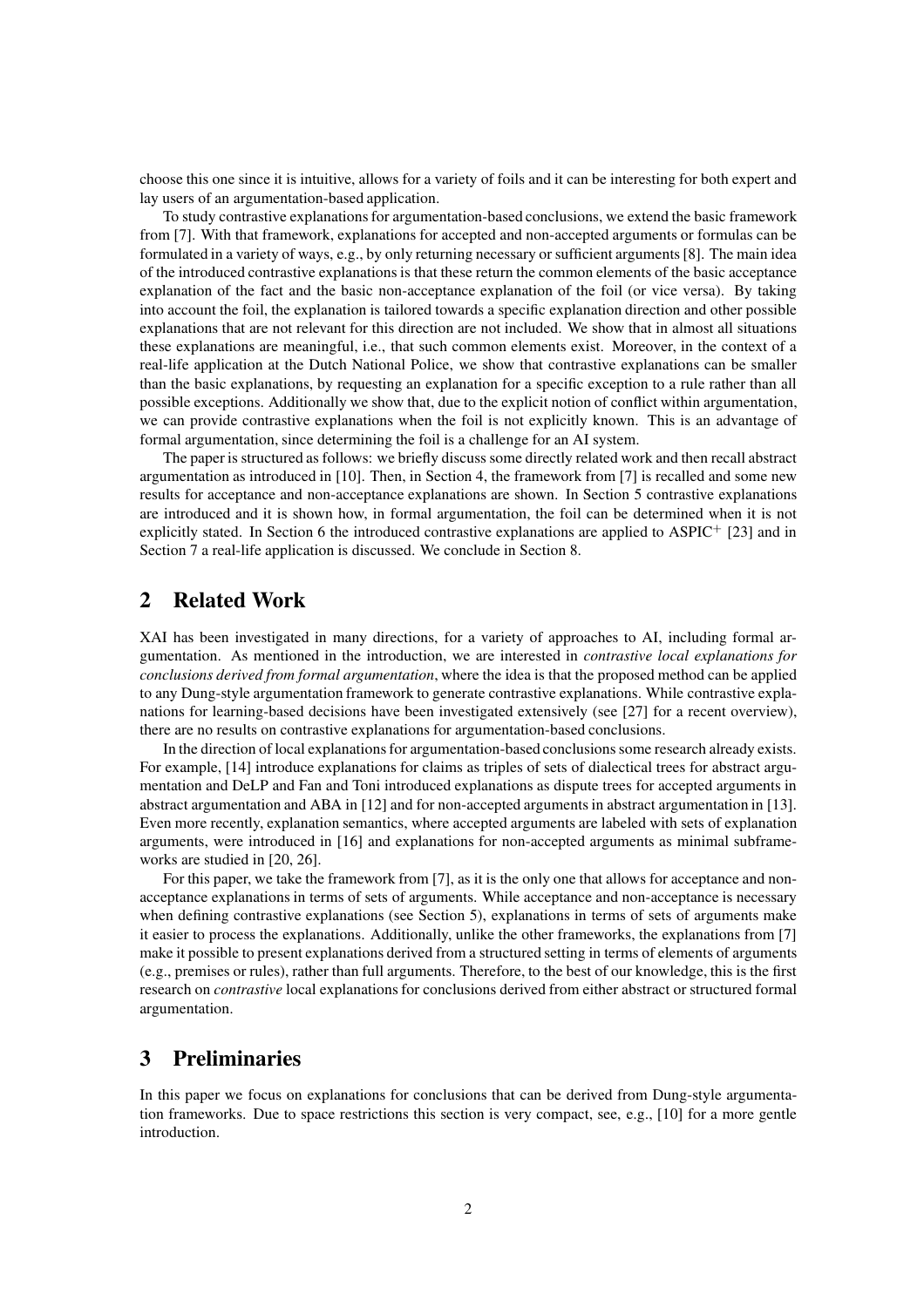choose this one since it is intuitive, allows for a variety of foils and it can be interesting for both expert and lay users of an argumentation-based application.

To study contrastive explanations for argumentation-based conclusions, we extend the basic framework from [7]. With that framework, explanations for accepted and non-accepted arguments or formulas can be formulated in a variety of ways, e.g., by only returning necessary or sufficient arguments [8]. The main idea of the introduced contrastive explanations is that these return the common elements of the basic acceptance explanation of the fact and the basic non-acceptance explanation of the foil (or vice versa). By taking into account the foil, the explanation is tailored towards a specific explanation direction and other possible explanations that are not relevant for this direction are not included. We show that in almost all situations these explanations are meaningful, i.e., that such common elements exist. Moreover, in the context of a real-life application at the Dutch National Police, we show that contrastive explanations can be smaller than the basic explanations, by requesting an explanation for a specific exception to a rule rather than all possible exceptions. Additionally we show that, due to the explicit notion of conflict within argumentation, we can provide contrastive explanations when the foil is not explicitly known. This is an advantage of formal argumentation, since determining the foil is a challenge for an AI system.

The paper is structured as follows: we briefly discuss some directly related work and then recall abstract argumentation as introduced in [10]. Then, in Section 4, the framework from [7] is recalled and some new results for acceptance and non-acceptance explanations are shown. In Section 5 contrastive explanations are introduced and it is shown how, in formal argumentation, the foil can be determined when it is not explicitly stated. In Section 6 the introduced contrastive explanations are applied to ASPIC$^+$ [23] and in Section 7 a real-life application is discussed. We conclude in Section 8.

## 2 Related Work

XAI has been investigated in many directions, for a variety of approaches to AI, including formal argumentation. As mentioned in the introduction, we are interested in *contrastive local explanations for conclusions derived from formal argumentation*, where the idea is that the proposed method can be applied to any Dung-style argumentation framework to generate contrastive explanations. While contrastive explanations for learning-based decisions have been investigated extensively (see [27] for a recent overview), there are no results on contrastive explanations for argumentation-based conclusions.

In the direction of local explanations for argumentation-based conclusions some research already exists. For example, [14] introduce explanations for claims as triples of sets of dialectical trees for abstract argumentation and DeLP and Fan and Toni introduced explanations as dispute trees for accepted arguments in abstract argumentation and ABA in [12] and for non-accepted arguments in abstract argumentation in [13]. Even more recently, explanation semantics, where accepted arguments are labeled with sets of explanation arguments, were introduced in [16] and explanations for non-accepted arguments as minimal subframeworks are studied in [20, 26].

For this paper, we take the framework from [7], as it is the only one that allows for acceptance and non-acceptance explanations in terms of sets of arguments. While acceptance and non-acceptance is necessary when defining contrastive explanations (see Section 5), explanations in terms of sets of arguments make it easier to process the explanations. Additionally, unlike the other frameworks, the explanations from [7] make it possible to present explanations derived from a structured setting in terms of elements of arguments (e.g., premises or rules), rather than full arguments. Therefore, to the best of our knowledge, this is the first research on *contrastive* local explanations for conclusions derived from either abstract or structured formal argumentation.

## 3 Preliminaries

In this paper we focus on explanations for conclusions that can be derived from Dung-style argumentation frameworks. Due to space restrictions this section is very compact, see, e.g., [10] for a more gentle introduction.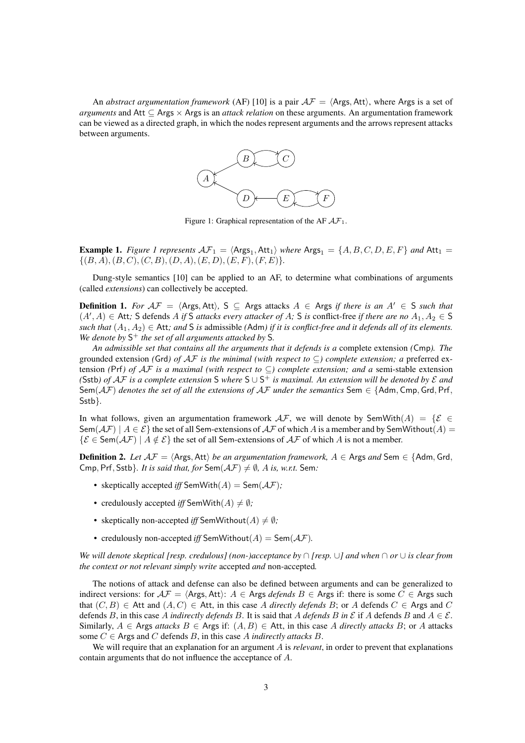An *abstract argumentation framework* (AF) [10] is a pair $\mathcal{AF} = \langle \mathsf{Args}, \mathsf{Att} \rangle$, where $\mathsf{Args}$ is a set of *arguments* and $\mathsf{Att} \subseteq \mathsf{Args} \times \mathsf{Args}$ is an *attack relation* on these arguments. An argumentation framework can be viewed as a directed graph, in which the nodes represent arguments and the arrows represent attacks between arguments.

Figure 1: Graphical representation of the AF $\mathcal{AF}_1$.

**Example 1.** *Figure 1 represents* $\mathcal{AF}_1 = \langle \mathsf{Args}_1, \mathsf{Att}_1 \rangle$ *where* $\mathsf{Args}_1 = \{A, B, C, D, E, F\}$ *and* $\mathsf{Att}_1 = \{(B, A), (B, C), (C, B), (D, A), (E, D), (E, F), (F, E)\}$.

Dung-style semantics [10] can be applied to an AF, to determine what combinations of arguments (called *extensions*) can collectively be accepted.

**Definition 1.** *For* $\mathcal{AF} = \langle \mathsf{Args}, \mathsf{Att} \rangle$, $\mathsf{S} \subseteq \mathsf{Args}$ *attacks* $A \in \mathsf{Args}$ *if there is an* $A' \in \mathsf{S}$ *such that* $(A', A) \in \mathsf{Att}$*;* $\mathsf{S}$ *defends* $A$ *if* $\mathsf{S}$ *attacks every attacker of* $A$*;* $\mathsf{S}$ *is* conflict-free *if there are no* $A_1, A_2 \in \mathsf{S}$ *such that* $(A_1, A_2) \in \mathsf{Att}$*; and* $\mathsf{S}$ *is* admissible *(*$\mathsf{Adm}$*) if it is conflict-free and it defends all of its elements. We denote by* $\mathsf{S}^+$ *the set of all arguments attacked by* $\mathsf{S}$.

*An admissible set that contains all the arguments that it defends is a* complete extension *(*$\mathsf{Cmp}$*). The* grounded extension *(*$\mathsf{Grd}$*) of* $\mathcal{AF}$ *is the minimal (with respect to* $\subseteq$*) complete extension; a* preferred extension *(*$\mathsf{Prf}$*) of* $\mathcal{AF}$ *is a maximal (with respect to* $\subseteq$*) complete extension; and a* semi-stable extension *(*$\mathsf{Sstb}$*) of* $\mathcal{AF}$ *is a complete extension* $\mathsf{S}$ *where* $\mathsf{S} \cup \mathsf{S}^+$ *is maximal. An extension will be denoted by* $\mathcal{E}$ *and* $\mathsf{Sem}(\mathcal{AF})$ *denotes the set of all the extensions of* $\mathcal{AF}$ *under the semantics* $\mathsf{Sem} \in \{\mathsf{Adm}, \mathsf{Cmp}, \mathsf{Grd}, \mathsf{Prf}, \mathsf{Sstb}\}$.

In what follows, given an argumentation framework $\mathcal{AF}$, we will denote by $\mathsf{SemWith}(A) = \{\mathcal{E} \in \mathsf{Sem}(\mathcal{AF}) \mid A \in \mathcal{E}\}$ the set of all $\mathsf{Sem}$-extensions of $\mathcal{AF}$ of which $A$ is a member and by $\mathsf{SemWithout}(A) = \{\mathcal{E} \in \mathsf{Sem}(\mathcal{AF}) \mid A \notin \mathcal{E}\}$ the set of all $\mathsf{Sem}$-extensions of $\mathcal{AF}$ of which $A$ is not a member.

**Definition 2.** *Let* $\mathcal{AF} = \langle \mathsf{Args}, \mathsf{Att} \rangle$ *be an argumentation framework,* $A \in \mathsf{Args}$ *and* $\mathsf{Sem} \in \{\mathsf{Adm}, \mathsf{Grd}, \mathsf{Cmp}, \mathsf{Prf}, \mathsf{Sstb}\}$*. It is said that, for* $\mathsf{Sem}(\mathcal{AF}) \neq \emptyset$*,* $A$ *is, w.r.t.* $\mathsf{Sem}$*:*

- skeptically accepted *iff* $\mathsf{SemWith}(A) = \mathsf{Sem}(\mathcal{AF})$*;*
- credulously accepted *iff* $\mathsf{SemWith}(A) \neq \emptyset$*;*
- skeptically non-accepted *iff* $\mathsf{SemWithout}(A) \neq \emptyset$*;*
- credulously non-accepted *iff* $\mathsf{SemWithout}(A) = \mathsf{Sem}(\mathcal{AF})$*.*

*We will denote skeptical [resp. credulous] (non-)acceptance by* $\cap$ *[resp.* $\cup$*] and when* $\cap$ *or* $\cup$ *is clear from the context or not relevant simply write* accepted *and* non-accepted*.*

The notions of attack and defense can also be defined between arguments and can be generalized to indirect versions: for $\mathcal{AF} = \langle \mathsf{Args}, \mathsf{Att} \rangle$: $A \in \mathsf{Args}$ *defends* $B \in \mathsf{Args}$ if: there is some $C \in \mathsf{Args}$ such that $(C, B) \in \mathsf{Att}$ and $(A, C) \in \mathsf{Att}$, in this case $A$ *directly defends* $B$; or $A$ defends $C \in \mathsf{Args}$ and $C$ defends $B$, in this case $A$ *indirectly defends* $B$. It is said that $A$ *defends* $B$ *in* $\mathcal{E}$ if $A$ defends $B$ and $A \in \mathcal{E}$. Similarly, $A \in \mathsf{Args}$ *attacks* $B \in \mathsf{Args}$ if: $(A, B) \in \mathsf{Att}$, in this case $A$ *directly attacks* $B$; or $A$ attacks some $C \in \mathsf{Args}$ and $C$ defends $B$, in this case $A$ *indirectly attacks* $B$.

We will require that an explanation for an argument $A$ is *relevant*, in order to prevent that explanations contain arguments that do not influence the acceptance of $A$.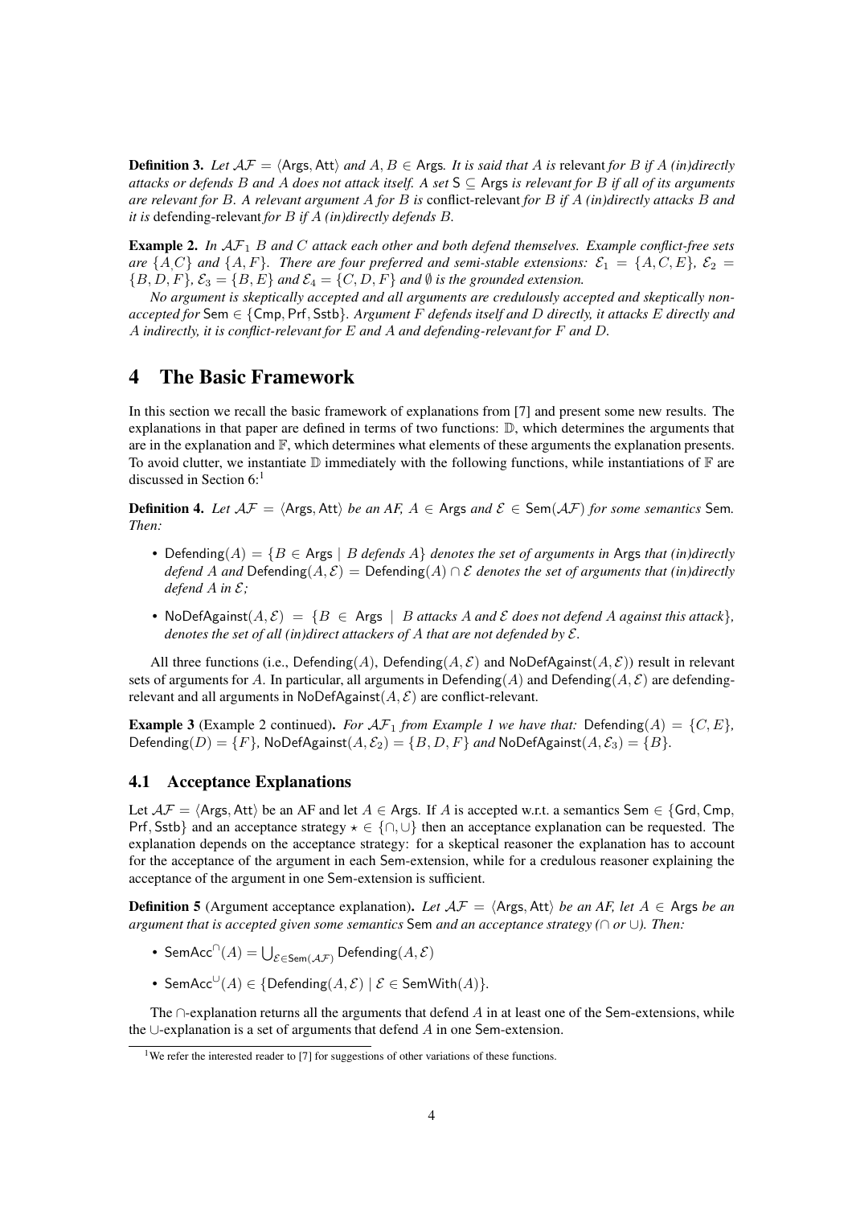**Definition 3.** *Let $\mathcal{AF} = \langle \mathsf{Args}, \mathsf{Att} \rangle$ and $A, B \in \mathsf{Args}$. It is said that $A$ is* relevant *for $B$ if $A$ (in)directly attacks or defends $B$ and $A$ does not attack itself. A set $\mathsf{S} \subseteq \mathsf{Args}$ is relevant for $B$ if all of its arguments are relevant for $B$. A relevant argument $A$ for $B$ is* conflict-relevant *for $B$ if $A$ (in)directly attacks $B$ and it is* defending-relevant *for $B$ if $A$ (in)directly defends $B$.*

**Example 2.** *In $\mathcal{AF}_1$ $B$ and $C$ attack each other and both defend themselves. Example conflict-free sets are $\{A, C\}$ and $\{A, F\}$. There are four preferred and semi-stable extensions: $\mathcal{E}_1 = \{A, C, E\}$, $\mathcal{E}_2 = \{B, D, F\}$, $\mathcal{E}_3 = \{B, E\}$ and $\mathcal{E}_4 = \{C, D, F\}$ and $\emptyset$ is the grounded extension.*

*No argument is skeptically accepted and all arguments are credulously accepted and skeptically non-accepted for $\mathsf{Sem} \in \{\mathsf{Cmp}, \mathsf{Prf}, \mathsf{Sstb}\}$. Argument $F$ defends itself and $D$ directly, it attacks $E$ directly and $A$ indirectly, it is conflict-relevant for $E$ and $A$ and defending-relevant for $F$ and $D$.*

# 4 The Basic Framework

In this section we recall the basic framework of explanations from [7] and present some new results. The explanations in that paper are defined in terms of two functions: $\mathbb{D}$, which determines the arguments that are in the explanation and $\mathbb{F}$, which determines what elements of these arguments the explanation presents. To avoid clutter, we instantiate $\mathbb{D}$ immediately with the following functions, while instantiations of $\mathbb{F}$ are discussed in Section 6:[1]

**Definition 4.** *Let $\mathcal{AF} = \langle \mathsf{Args}, \mathsf{Att} \rangle$ be an AF, $A \in \mathsf{Args}$ and $\mathcal{E} \in \mathsf{Sem}(\mathcal{AF})$ for some semantics $\mathsf{Sem}$. Then:*

- $\mathsf{Defending}(A) = \{B \in \mathsf{Args} \mid B \text{ defends } A\}$ *denotes the set of arguments in $\mathsf{Args}$ that (in)directly defend $A$ and $\mathsf{Defending}(A, \mathcal{E}) = \mathsf{Defending}(A) \cap \mathcal{E}$ denotes the set of arguments that (in)directly defend $A$ in $\mathcal{E}$;*
- $\mathsf{NoDefAgainst}(A, \mathcal{E}) = \{B \in \mathsf{Args} \mid B \text{ attacks } A \text{ and } \mathcal{E} \text{ does not defend } A \text{ against this attack}\}$, *denotes the set of all (in)direct attackers of $A$ that are not defended by $\mathcal{E}$.*

All three functions (i.e., $\mathsf{Defending}(A)$, $\mathsf{Defending}(A, \mathcal{E})$ and $\mathsf{NoDefAgainst}(A, \mathcal{E})$) result in relevant sets of arguments for $A$. In particular, all arguments in $\mathsf{Defending}(A)$ and $\mathsf{Defending}(A, \mathcal{E})$ are defending-relevant and all arguments in $\mathsf{NoDefAgainst}(A, \mathcal{E})$ are conflict-relevant.

**Example 3** (Example 2 continued)**.** *For $\mathcal{AF}_1$ from Example 1 we have that: $\mathsf{Defending}(A) = \{C, E\}$, $\mathsf{Defending}(D) = \{F\}$, $\mathsf{NoDefAgainst}(A, \mathcal{E}_2) = \{B, D, F\}$ and $\mathsf{NoDefAgainst}(A, \mathcal{E}_3) = \{B\}$.*

## 4.1 Acceptance Explanations

Let $\mathcal{AF} = \langle \mathsf{Args}, \mathsf{Att} \rangle$ be an AF and let $A \in \mathsf{Args}$. If $A$ is accepted w.r.t. a semantics $\mathsf{Sem} \in \{\mathsf{Grd}, \mathsf{Cmp}, \mathsf{Prf}, \mathsf{Sstb}\}$ and an acceptance strategy $\star \in \{\cap, \cup\}$ then an acceptance explanation can be requested. The explanation depends on the acceptance strategy: for a skeptical reasoner the explanation has to account for the acceptance of the argument in each Sem-extension, while for a credulous reasoner explaining the acceptance of the argument in one Sem-extension is sufficient.

**Definition 5** (Argument acceptance explanation)**.** *Let $\mathcal{AF} = \langle \mathsf{Args}, \mathsf{Att} \rangle$ be an AF, let $A \in \mathsf{Args}$ be an argument that is accepted given some semantics $\mathsf{Sem}$ and an acceptance strategy ($\cap$ or $\cup$). Then:*

- $\mathsf{SemAcc}^{\cap}(A) = \bigcup_{\mathcal{E} \in \mathsf{Sem}(\mathcal{AF})} \mathsf{Defending}(A, \mathcal{E})$
- $\mathsf{SemAcc}^{\cup}(A) \in \{\mathsf{Defending}(A, \mathcal{E}) \mid \mathcal{E} \in \mathsf{SemWith}(A)\}$.

The $\cap$-explanation returns all the arguments that defend $A$ in at least one of the Sem-extensions, while the $\cup$-explanation is a set of arguments that defend $A$ in one Sem-extension.

[1] We refer the interested reader to [7] for suggestions of other variations of these functions.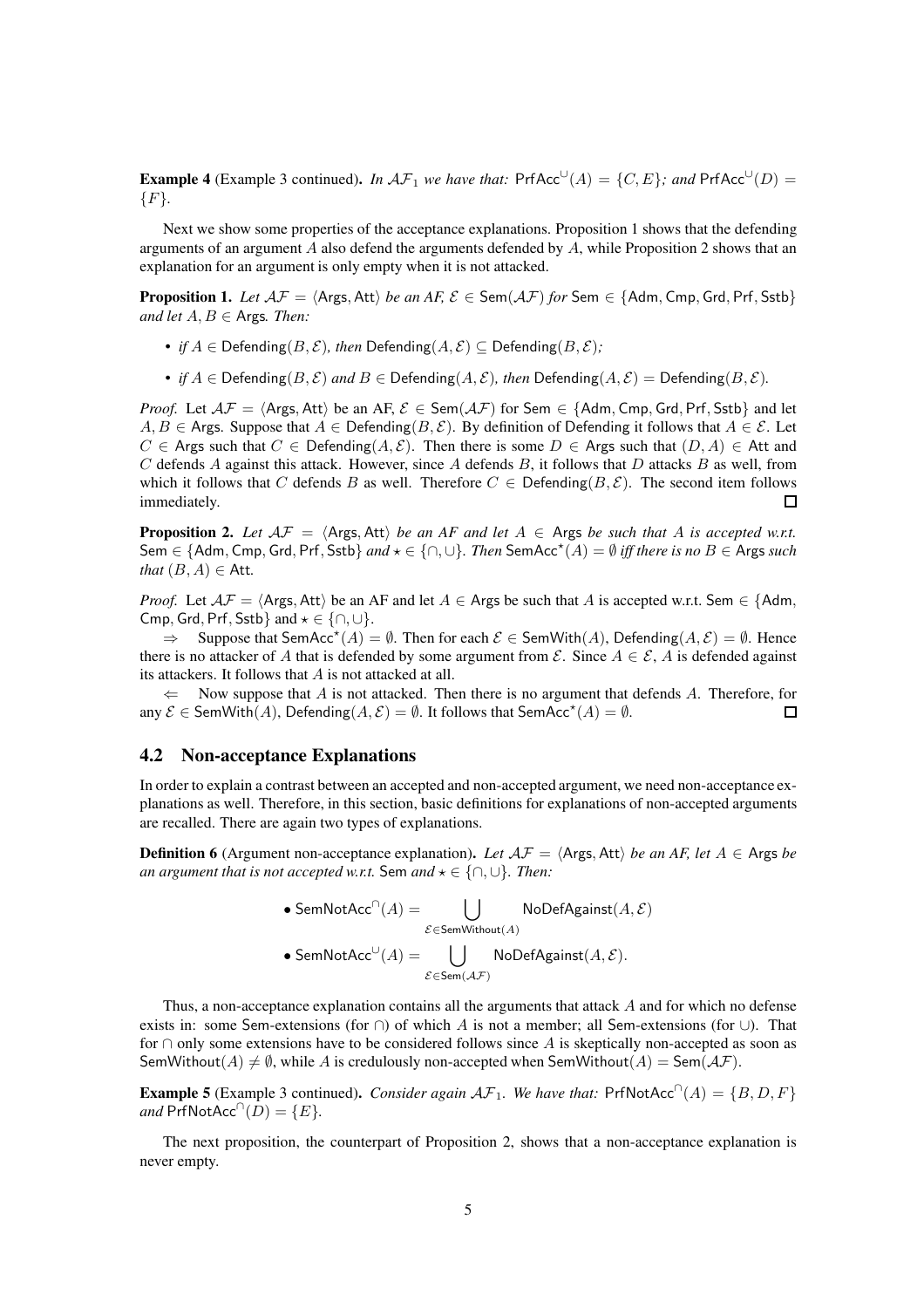**Example 4** (Example 3 continued)**.** *In $\mathcal{AF}_1$ we have that:* $\mathsf{PrfAcc}^{\cup}(A) = \{C, E\}$*; and* $\mathsf{PrfAcc}^{\cup}(D) = \{F\}$.

Next we show some properties of the acceptance explanations. Proposition 1 shows that the defending arguments of an argument $A$ also defend the arguments defended by $A$, while Proposition 2 shows that an explanation for an argument is only empty when it is not attacked.

**Proposition 1.** *Let $\mathcal{AF} = \langle \mathsf{Args}, \mathsf{Att} \rangle$ be an AF, $\mathcal{E} \in \mathsf{Sem}(\mathcal{AF})$ for* $\mathsf{Sem} \in \{\mathsf{Adm}, \mathsf{Cmp}, \mathsf{Grd}, \mathsf{Prf}, \mathsf{Sstb}\}$ *and let $A, B \in \mathsf{Args}$. Then:*

- *if $A \in \mathsf{Defending}(B, \mathcal{E})$, then $\mathsf{Defending}(A, \mathcal{E}) \subseteq \mathsf{Defending}(B, \mathcal{E})$;*
- *if $A \in \mathsf{Defending}(B, \mathcal{E})$ and $B \in \mathsf{Defending}(A, \mathcal{E})$, then $\mathsf{Defending}(A, \mathcal{E}) = \mathsf{Defending}(B, \mathcal{E})$.*

*Proof.* Let $\mathcal{AF} = \langle \mathsf{Args}, \mathsf{Att} \rangle$ be an AF, $\mathcal{E} \in \mathsf{Sem}(\mathcal{AF})$ for $\mathsf{Sem} \in \{\mathsf{Adm}, \mathsf{Cmp}, \mathsf{Grd}, \mathsf{Prf}, \mathsf{Sstb}\}$ and let $A, B \in \mathsf{Args}$. Suppose that $A \in \mathsf{Defending}(B, \mathcal{E})$. By definition of Defending it follows that $A \in \mathcal{E}$. Let $C \in \mathsf{Args}$ such that $C \in \mathsf{Defending}(A, \mathcal{E})$. Then there is some $D \in \mathsf{Args}$ such that $(D, A) \in \mathsf{Att}$ and $C$ defends $A$ against this attack. However, since $A$ defends $B$, it follows that $D$ attacks $B$ as well, from which it follows that $C$ defends $B$ as well. Therefore $C \in \mathsf{Defending}(B, \mathcal{E})$. The second item follows immediately. □

**Proposition 2.** *Let $\mathcal{AF} = \langle \mathsf{Args}, \mathsf{Att} \rangle$ be an AF and let $A \in \mathsf{Args}$ be such that $A$ is accepted w.r.t.* $\mathsf{Sem} \in \{\mathsf{Adm}, \mathsf{Cmp}, \mathsf{Grd}, \mathsf{Prf}, \mathsf{Sstb}\}$ *and $\star \in \{\cap, \cup\}$. Then $\mathsf{SemAcc}^{\star}(A) = \emptyset$ iff there is no $B \in \mathsf{Args}$ such that $(B, A) \in \mathsf{Att}$.*

*Proof.* Let $\mathcal{AF} = \langle \mathsf{Args}, \mathsf{Att} \rangle$ be an AF and let $A \in \mathsf{Args}$ be such that $A$ is accepted w.r.t. $\mathsf{Sem} \in \{\mathsf{Adm}, \mathsf{Cmp}, \mathsf{Grd}, \mathsf{Prf}, \mathsf{Sstb}\}$ and $\star \in \{\cap, \cup\}$.

$\Rightarrow$ Suppose that $\mathsf{SemAcc}^{\star}(A) = \emptyset$. Then for each $\mathcal{E} \in \mathsf{SemWith}(A)$, $\mathsf{Defending}(A, \mathcal{E}) = \emptyset$. Hence there is no attacker of $A$ that is defended by some argument from $\mathcal{E}$. Since $A \in \mathcal{E}$, $A$ is defended against its attackers. It follows that $A$ is not attacked at all.

$\Leftarrow$ Now suppose that $A$ is not attacked. Then there is no argument that defends $A$. Therefore, for any $\mathcal{E} \in \mathsf{SemWith}(A)$, $\mathsf{Defending}(A, \mathcal{E}) = \emptyset$. It follows that $\mathsf{SemAcc}^{\star}(A) = \emptyset$. □

## 4.2 Non-acceptance Explanations

In order to explain a contrast between an accepted and non-accepted argument, we need non-acceptance explanations as well. Therefore, in this section, basic definitions for explanations of non-accepted arguments are recalled. There are again two types of explanations.

**Definition 6** (Argument non-acceptance explanation)**.** *Let $\mathcal{AF} = \langle \mathsf{Args}, \mathsf{Att} \rangle$ be an AF, let $A \in \mathsf{Args}$ be an argument that is not accepted w.r.t.* $\mathsf{Sem}$ *and $\star \in \{\cap, \cup\}$. Then:*

$$\bullet\ \mathsf{SemNotAcc}^{\cap}(A) = \bigcup_{\mathcal{E} \in \mathsf{SemWithout}(A)} \mathsf{NoDefAgainst}(A, \mathcal{E})$$

$$\bullet\ \mathsf{SemNotAcc}^{\cup}(A) = \bigcup_{\mathcal{E} \in \mathsf{Sem}(\mathcal{AF})} \mathsf{NoDefAgainst}(A, \mathcal{E}).$$

Thus, a non-acceptance explanation contains all the arguments that attack $A$ and for which no defense exists in: some Sem-extensions (for $\cap$) of which $A$ is not a member; all Sem-extensions (for $\cup$). That for $\cap$ only some extensions have to be considered follows since $A$ is skeptically non-accepted as soon as $\mathsf{SemWithout}(A) \neq \emptyset$, while $A$ is credulously non-accepted when $\mathsf{SemWithout}(A) = \mathsf{Sem}(\mathcal{AF})$.

**Example 5** (Example 3 continued)**.** *Consider again $\mathcal{AF}_1$. We have that:* $\mathsf{PrfNotAcc}^{\cap}(A) = \{B, D, F\}$ *and* $\mathsf{PrfNotAcc}^{\cap}(D) = \{E\}$.

The next proposition, the counterpart of Proposition 2, shows that a non-acceptance explanation is never empty.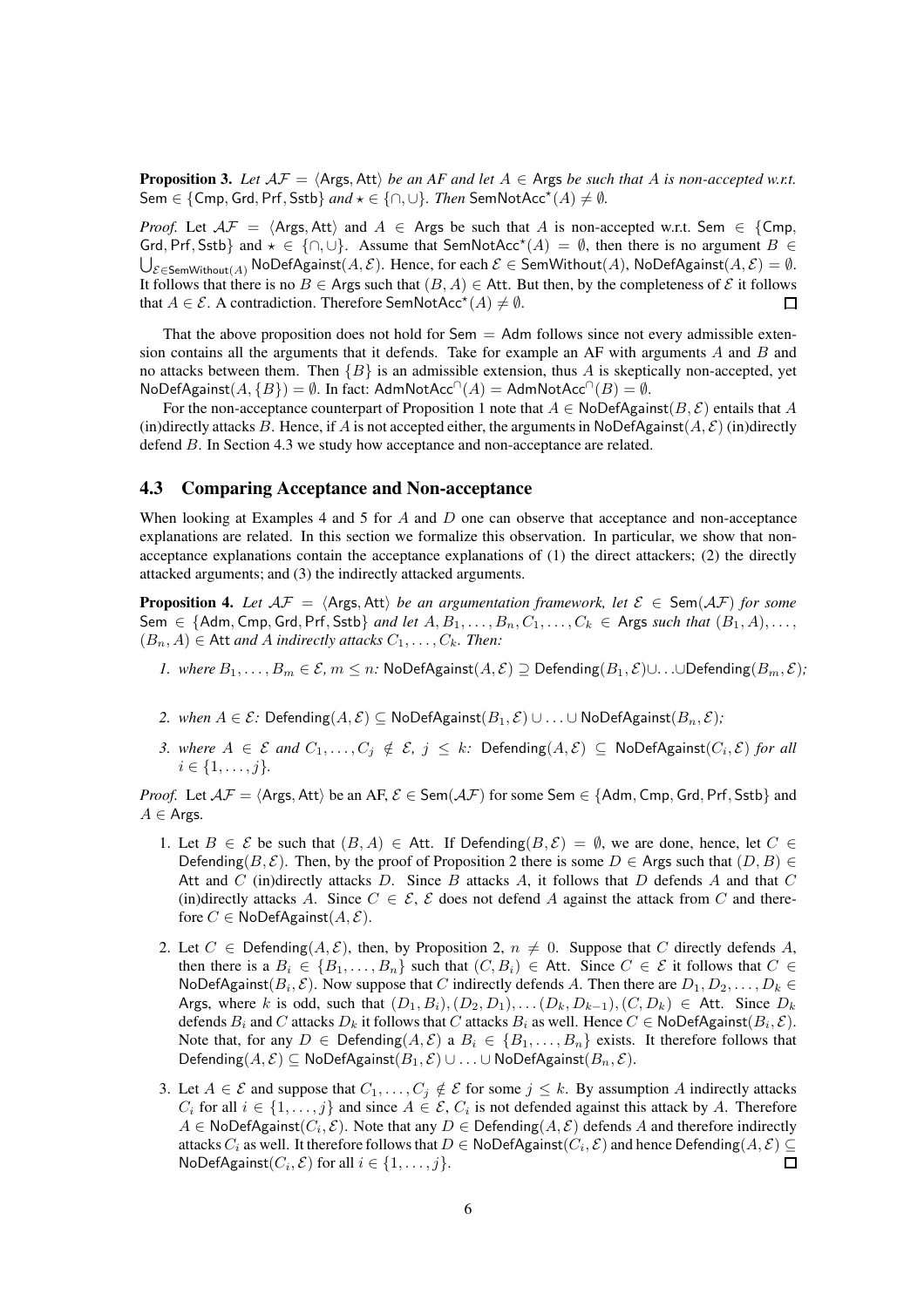**Proposition 3.** *Let $\mathcal{AF} = \langle \mathsf{Args}, \mathsf{Att} \rangle$ be an AF and let $A \in \mathsf{Args}$ be such that $A$ is non-accepted w.r.t.* $\mathsf{Sem} \in \{\mathsf{Cmp}, \mathsf{Grd}, \mathsf{Prf}, \mathsf{Sstb}\}$ *and* $\star \in \{\cap, \cup\}$. *Then* $\mathsf{SemNotAcc}^{\star}(A) \neq \emptyset$.

*Proof.* Let $\mathcal{AF} = \langle \mathsf{Args}, \mathsf{Att} \rangle$ and $A \in \mathsf{Args}$ be such that $A$ is non-accepted w.r.t. $\mathsf{Sem} \in \{\mathsf{Cmp}, \mathsf{Grd}, \mathsf{Prf}, \mathsf{Sstb}\}$ and $\star \in \{\cap, \cup\}$. Assume that $\mathsf{SemNotAcc}^{\star}(A) = \emptyset$, then there is no argument $B \in \bigcup_{\mathcal{E} \in \mathsf{SemWithout}(A)} \mathsf{NoDefAgainst}(A, \mathcal{E})$. Hence, for each $\mathcal{E} \in \mathsf{SemWithout}(A)$, $\mathsf{NoDefAgainst}(A, \mathcal{E}) = \emptyset$. It follows that there is no $B \in \mathsf{Args}$ such that $(B, A) \in \mathsf{Att}$. But then, by the completeness of $\mathcal{E}$ it follows that $A \in \mathcal{E}$. A contradiction. Therefore $\mathsf{SemNotAcc}^{\star}(A) \neq \emptyset$. □

That the above proposition does not hold for $\mathsf{Sem} = \mathsf{Adm}$ follows since not every admissible extension contains all the arguments that it defends. Take for example an AF with arguments $A$ and $B$ and no attacks between them. Then $\{B\}$ is an admissible extension, thus $A$ is skeptically non-accepted, yet $\mathsf{NoDefAgainst}(A, \{B\}) = \emptyset$. In fact: $\mathsf{AdmNotAcc}^{\cap}(A) = \mathsf{AdmNotAcc}^{\cap}(B) = \emptyset$.

For the non-acceptance counterpart of Proposition 1 note that $A \in \mathsf{NoDefAgainst}(B, \mathcal{E})$ entails that $A$ (in)directly attacks $B$. Hence, if $A$ is not accepted either, the arguments in $\mathsf{NoDefAgainst}(A, \mathcal{E})$ (in)directly defend $B$. In Section 4.3 we study how acceptance and non-acceptance are related.

## 4.3 Comparing Acceptance and Non-acceptance

When looking at Examples 4 and 5 for $A$ and $D$ one can observe that acceptance and non-acceptance explanations are related. In this section we formalize this observation. In particular, we show that non-acceptance explanations contain the acceptance explanations of (1) the direct attackers; (2) the directly attacked arguments; and (3) the indirectly attacked arguments.

**Proposition 4.** *Let $\mathcal{AF} = \langle \mathsf{Args}, \mathsf{Att} \rangle$ be an argumentation framework, let $\mathcal{E} \in \mathsf{Sem}(\mathcal{AF})$ for some* $\mathsf{Sem} \in \{\mathsf{Adm}, \mathsf{Cmp}, \mathsf{Grd}, \mathsf{Prf}, \mathsf{Sstb}\}$ *and let $A, B_1, \ldots, B_n, C_1, \ldots, C_k \in \mathsf{Args}$ such that $(B_1, A), \ldots, (B_n, A) \in \mathsf{Att}$ and $A$ indirectly attacks $C_1, \ldots, C_k$. Then:*

1. *where $B_1, \ldots, B_m \in \mathcal{E}$, $m \leq n$:* $\mathsf{NoDefAgainst}(A, \mathcal{E}) \supseteq \mathsf{Defending}(B_1, \mathcal{E}) \cup \ldots \cup \mathsf{Defending}(B_m, \mathcal{E})$*;*

2. *when $A \in \mathcal{E}$:* $\mathsf{Defending}(A, \mathcal{E}) \subseteq \mathsf{NoDefAgainst}(B_1, \mathcal{E}) \cup \ldots \cup \mathsf{NoDefAgainst}(B_n, \mathcal{E})$*;*

3. *where $A \in \mathcal{E}$ and $C_1, \ldots, C_j \notin \mathcal{E}$, $j \leq k$:* $\mathsf{Defending}(A, \mathcal{E}) \subseteq \mathsf{NoDefAgainst}(C_i, \mathcal{E})$ *for all $i \in \{1, \ldots, j\}$.*

*Proof.* Let $\mathcal{AF} = \langle \mathsf{Args}, \mathsf{Att} \rangle$ be an AF, $\mathcal{E} \in \mathsf{Sem}(\mathcal{AF})$ for some $\mathsf{Sem} \in \{\mathsf{Adm}, \mathsf{Cmp}, \mathsf{Grd}, \mathsf{Prf}, \mathsf{Sstb}\}$ and $A \in \mathsf{Args}$.

1. Let $B \in \mathcal{E}$ be such that $(B, A) \in \mathsf{Att}$. If $\mathsf{Defending}(B, \mathcal{E}) = \emptyset$, we are done, hence, let $C \in \mathsf{Defending}(B, \mathcal{E})$. Then, by the proof of Proposition 2 there is some $D \in \mathsf{Args}$ such that $(D, B) \in \mathsf{Att}$ and $C$ (in)directly attacks $D$. Since $B$ attacks $A$, it follows that $D$ defends $A$ and that $C$ (in)directly attacks $A$. Since $C \in \mathcal{E}$, $\mathcal{E}$ does not defend $A$ against the attack from $C$ and therefore $C \in \mathsf{NoDefAgainst}(A, \mathcal{E})$.

2. Let $C \in \mathsf{Defending}(A, \mathcal{E})$, then, by Proposition 2, $n \neq 0$. Suppose that $C$ directly defends $A$, then there is a $B_i \in \{B_1, \ldots, B_n\}$ such that $(C, B_i) \in \mathsf{Att}$. Since $C \in \mathcal{E}$ it follows that $C \in \mathsf{NoDefAgainst}(B_i, \mathcal{E})$. Now suppose that $C$ indirectly defends $A$. Then there are $D_1, D_2, \ldots, D_k \in \mathsf{Args}$, where $k$ is odd, such that $(D_1, B_i), (D_2, D_1), \ldots (D_k, D_{k-1}), (C, D_k) \in \mathsf{Att}$. Since $D_k$ defends $B_i$ and $C$ attacks $D_k$ it follows that $C$ attacks $B_i$ as well. Hence $C \in \mathsf{NoDefAgainst}(B_i, \mathcal{E})$. Note that, for any $D \in \mathsf{Defending}(A, \mathcal{E})$ a $B_i \in \{B_1, \ldots, B_n\}$ exists. It therefore follows that $\mathsf{Defending}(A, \mathcal{E}) \subseteq \mathsf{NoDefAgainst}(B_1, \mathcal{E}) \cup \ldots \cup \mathsf{NoDefAgainst}(B_n, \mathcal{E})$.

3. Let $A \in \mathcal{E}$ and suppose that $C_1, \ldots, C_j \notin \mathcal{E}$ for some $j \leq k$. By assumption $A$ indirectly attacks $C_i$ for all $i \in \{1, \ldots, j\}$ and since $A \in \mathcal{E}$, $C_i$ is not defended against this attack by $A$. Therefore $A \in \mathsf{NoDefAgainst}(C_i, \mathcal{E})$. Note that any $D \in \mathsf{Defending}(A, \mathcal{E})$ defends $A$ and therefore indirectly attacks $C_i$ as well. It therefore follows that $D \in \mathsf{NoDefAgainst}(C_i, \mathcal{E})$ and hence $\mathsf{Defending}(A, \mathcal{E}) \subseteq \mathsf{NoDefAgainst}(C_i, \mathcal{E})$ for all $i \in \{1, \ldots, j\}$. □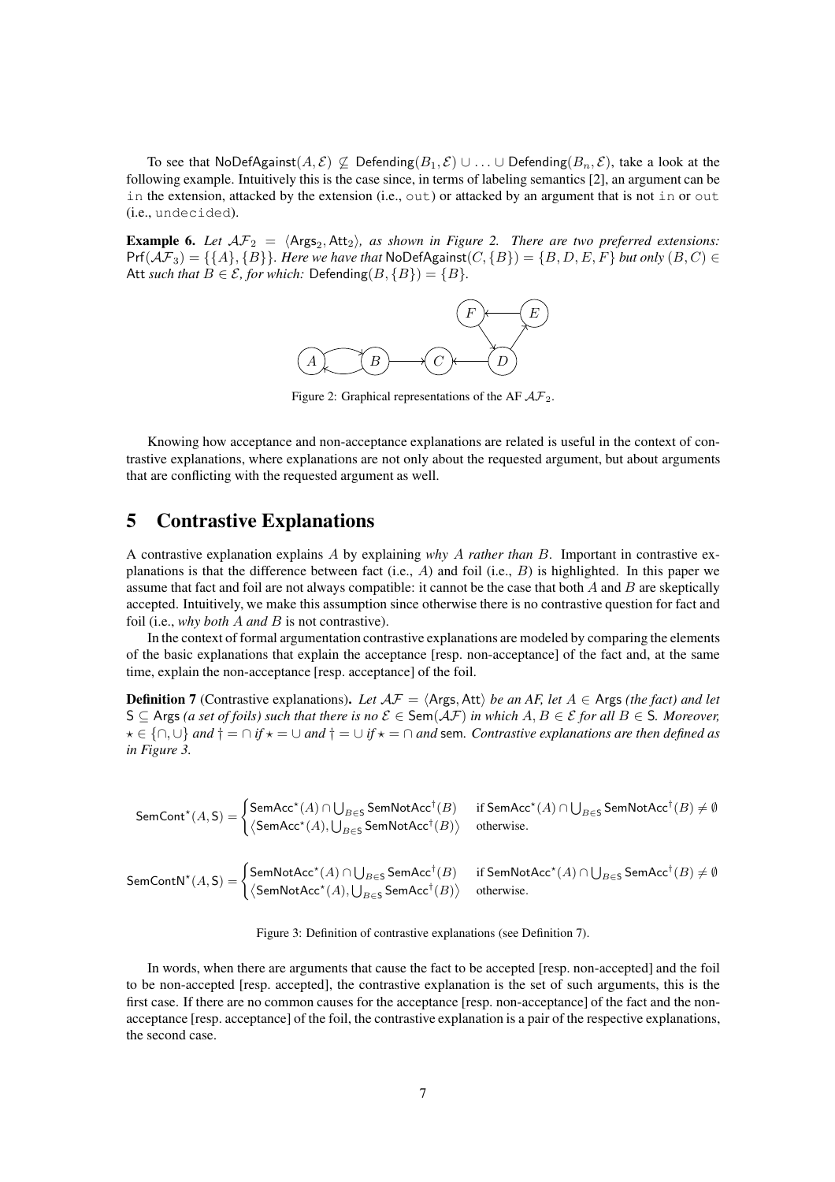To see that $\mathsf{NoDefAgainst}(A,\mathcal{E}) \not\subseteq \mathsf{Defending}(B_1,\mathcal{E}) \cup \ldots \cup \mathsf{Defending}(B_n,\mathcal{E})$, take a look at the following example. Intuitively this is the case since, in terms of labeling semantics [2], an argument can be `in` the extension, attacked by the extension (i.e., `out`) or attacked by an argument that is not `in` or `out` (i.e., `undecided`).

**Example 6.** *Let $\mathcal{AF}_2 = \langle \mathsf{Args}_2, \mathsf{Att}_2 \rangle$, as shown in Figure 2. There are two preferred extensions: $\mathsf{Prf}(\mathcal{AF}_3) = \{\{A\},\{B\}\}$. Here we have that $\mathsf{NoDefAgainst}(C,\{B\}) = \{B,D,E,F\}$ but only $(B,C) \in \mathsf{Att}$ such that $B \in \mathcal{E}$, for which: $\mathsf{Defending}(B,\{B\}) = \{B\}$.*

Figure 2: Graphical representations of the AF $\mathcal{AF}_2$.

Knowing how acceptance and non-acceptance explanations are related is useful in the context of contrastive explanations, where explanations are not only about the requested argument, but about arguments that are conflicting with the requested argument as well.

## 5 Contrastive Explanations

A contrastive explanation explains $A$ by explaining *why $A$ rather than $B$*. Important in contrastive explanations is that the difference between fact (i.e., $A$) and foil (i.e., $B$) is highlighted. In this paper we assume that fact and foil are not always compatible: it cannot be the case that both $A$ and $B$ are skeptically accepted. Intuitively, we make this assumption since otherwise there is no contrastive question for fact and foil (i.e., *why both $A$ and $B$* is not contrastive).

In the context of formal argumentation contrastive explanations are modeled by comparing the elements of the basic explanations that explain the acceptance [resp. non-acceptance] of the fact and, at the same time, explain the non-acceptance [resp. acceptance] of the foil.

**Definition 7** (Contrastive explanations)**.** *Let $\mathcal{AF} = \langle \mathsf{Args}, \mathsf{Att} \rangle$ be an AF, let $A \in \mathsf{Args}$ (the fact) and let $\mathsf{S} \subseteq \mathsf{Args}$ (a set of foils) such that there is no $\mathcal{E} \in \mathsf{Sem}(\mathcal{AF})$ in which $A, B \in \mathcal{E}$ for all $B \in \mathsf{S}$. Moreover, $\star \in \{\cap, \cup\}$ and $\dagger = \cap$ if $\star = \cup$ and $\dagger = \cup$ if $\star = \cap$ and* sem*. Contrastive explanations are then defined as in Figure 3.*

$$\mathsf{SemCont}^{\star}(A,\mathsf{S}) = \begin{cases} \mathsf{SemAcc}^{\star}(A) \cap \bigcup_{B \in \mathsf{S}} \mathsf{SemNotAcc}^{\dagger}(B) & \text{if } \mathsf{SemAcc}^{\star}(A) \cap \bigcup_{B \in \mathsf{S}} \mathsf{SemNotAcc}^{\dagger}(B) \neq \emptyset \\ \langle \mathsf{SemAcc}^{\star}(A), \bigcup_{B \in \mathsf{S}} \mathsf{SemNotAcc}^{\dagger}(B) \rangle & \text{otherwise.} \end{cases}$$

$$\mathsf{SemContN}^{\star}(A,\mathsf{S}) = \begin{cases} \mathsf{SemNotAcc}^{\star}(A) \cap \bigcup_{B \in \mathsf{S}} \mathsf{SemAcc}^{\dagger}(B) & \text{if } \mathsf{SemNotAcc}^{\star}(A) \cap \bigcup_{B \in \mathsf{S}} \mathsf{SemAcc}^{\dagger}(B) \neq \emptyset \\ \langle \mathsf{SemNotAcc}^{\star}(A), \bigcup_{B \in \mathsf{S}} \mathsf{SemAcc}^{\dagger}(B) \rangle & \text{otherwise.} \end{cases}$$

Figure 3: Definition of contrastive explanations (see Definition 7).

In words, when there are arguments that cause the fact to be accepted [resp. non-accepted] and the foil to be non-accepted [resp. accepted], the contrastive explanation is the set of such arguments, this is the first case. If there are no common causes for the acceptance [resp. non-acceptance] of the fact and the non-acceptance [resp. acceptance] of the foil, the contrastive explanation is a pair of the respective explanations, the second case.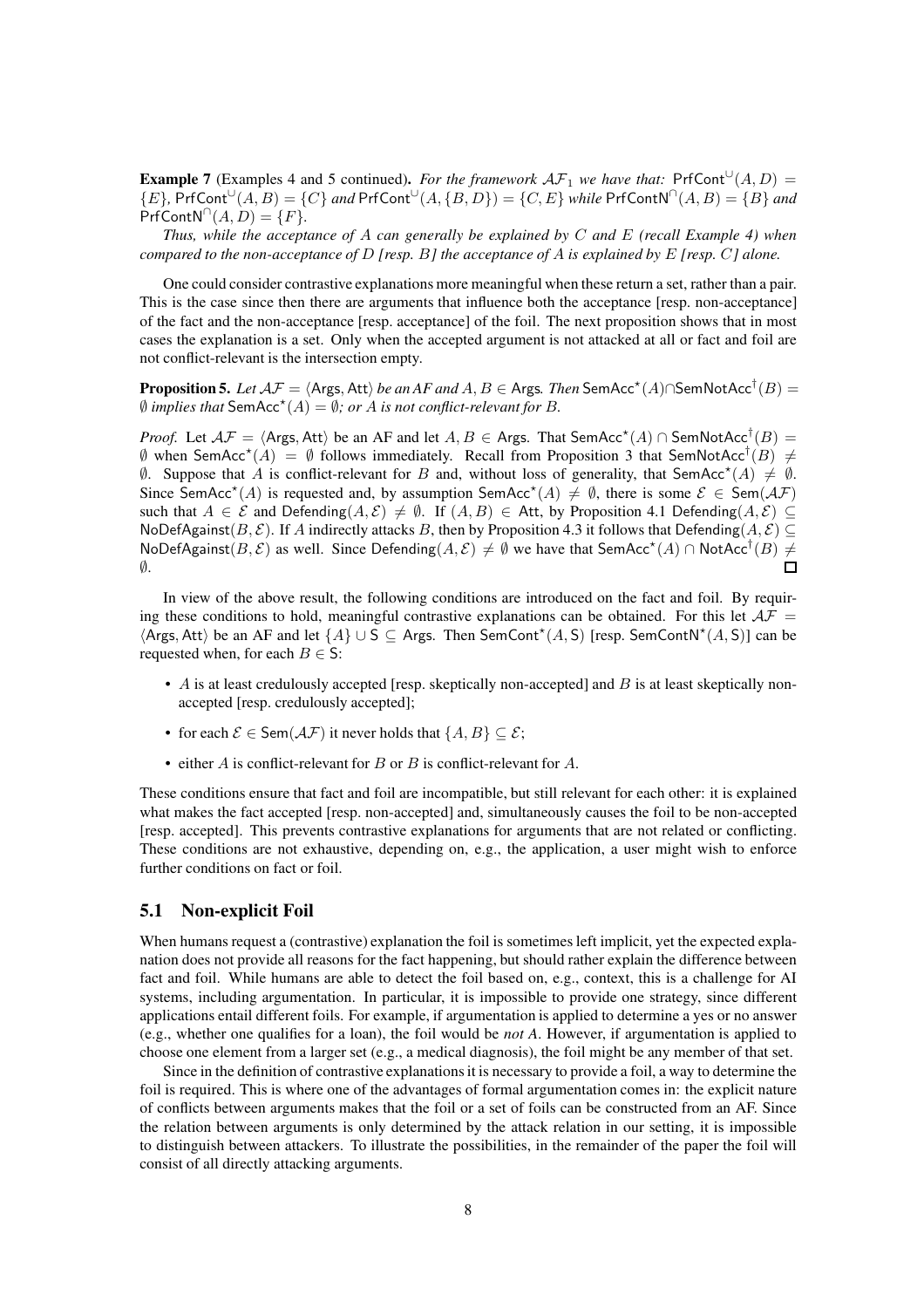**Example 7** (Examples 4 and 5 continued)**.** *For the framework $\mathcal{AF}_1$ we have that:* $\mathsf{PrfCont}^{\cup}(A, D) = \{E\}$*,* $\mathsf{PrfCont}^{\cup}(A, B) = \{C\}$ *and* $\mathsf{PrfCont}^{\cup}(A, \{B, D\}) = \{C, E\}$ *while* $\mathsf{PrfContN}^{\cap}(A, B) = \{B\}$ *and* $\mathsf{PrfContN}^{\cap}(A, D) = \{F\}$*.*

*Thus, while the acceptance of $A$ can generally be explained by $C$ and $E$ (recall Example 4) when compared to the non-acceptance of $D$ [resp. $B$] the acceptance of $A$ is explained by $E$ [resp. $C$] alone.*

One could consider contrastive explanations more meaningful when these return a set, rather than a pair. This is the case since then there are arguments that influence both the acceptance [resp. non-acceptance] of the fact and the non-acceptance [resp. acceptance] of the foil. The next proposition shows that in most cases the explanation is a set. Only when the accepted argument is not attacked at all or fact and foil are not conflict-relevant is the intersection empty.

**Proposition 5.** *Let $\mathcal{AF} = \langle \mathsf{Args}, \mathsf{Att} \rangle$ be an AF and $A, B \in \mathsf{Args}$. Then $\mathsf{SemAcc}^{\star}(A) \cap \mathsf{SemNotAcc}^{\dagger}(B) = \emptyset$ implies that $\mathsf{SemAcc}^{\star}(A) = \emptyset$; or $A$ is not conflict-relevant for $B$.*

*Proof.* Let $\mathcal{AF} = \langle \mathsf{Args}, \mathsf{Att} \rangle$ be an AF and let $A, B \in \mathsf{Args}$. That $\mathsf{SemAcc}^{\star}(A) \cap \mathsf{SemNotAcc}^{\dagger}(B) = \emptyset$ when $\mathsf{SemAcc}^{\star}(A) = \emptyset$ follows immediately. Recall from Proposition 3 that $\mathsf{SemNotAcc}^{\dagger}(B) \neq \emptyset$. Suppose that $A$ is conflict-relevant for $B$ and, without loss of generality, that $\mathsf{SemAcc}^{\star}(A) \neq \emptyset$. Since $\mathsf{SemAcc}^{\star}(A)$ is requested and, by assumption $\mathsf{SemAcc}^{\star}(A) \neq \emptyset$, there is some $\mathcal{E} \in \mathsf{Sem}(\mathcal{AF})$ such that $A \in \mathcal{E}$ and $\mathsf{Defending}(A, \mathcal{E}) \neq \emptyset$. If $(A, B) \in \mathsf{Att}$, by Proposition 4.1 $\mathsf{Defending}(A, \mathcal{E}) \subseteq \mathsf{NoDefAgainst}(B, \mathcal{E})$. If $A$ indirectly attacks $B$, then by Proposition 4.3 it follows that $\mathsf{Defending}(A, \mathcal{E}) \subseteq \mathsf{NoDefAgainst}(B, \mathcal{E})$ as well. Since $\mathsf{Defending}(A, \mathcal{E}) \neq \emptyset$ we have that $\mathsf{SemAcc}^{\star}(A) \cap \mathsf{NotAcc}^{\dagger}(B) \neq \emptyset$. ☐

In view of the above result, the following conditions are introduced on the fact and foil. By requiring these conditions to hold, meaningful contrastive explanations can be obtained. For this let $\mathcal{AF} = \langle \mathsf{Args}, \mathsf{Att} \rangle$ be an AF and let $\{A\} \cup \mathsf{S} \subseteq \mathsf{Args}$. Then $\mathsf{SemCont}^{\star}(A, \mathsf{S})$ [resp. $\mathsf{SemContN}^{\star}(A, \mathsf{S})$] can be requested when, for each $B \in \mathsf{S}$:

- $A$ is at least credulously accepted [resp. skeptically non-accepted] and $B$ is at least skeptically non-accepted [resp. credulously accepted];
- for each $\mathcal{E} \in \mathsf{Sem}(\mathcal{AF})$ it never holds that $\{A, B\} \subseteq \mathcal{E}$;
- either $A$ is conflict-relevant for $B$ or $B$ is conflict-relevant for $A$.

These conditions ensure that fact and foil are incompatible, but still relevant for each other: it is explained what makes the fact accepted [resp. non-accepted] and, simultaneously causes the foil to be non-accepted [resp. accepted]. This prevents contrastive explanations for arguments that are not related or conflicting. These conditions are not exhaustive, depending on, e.g., the application, a user might wish to enforce further conditions on fact or foil.

## 5.1 Non-explicit Foil

When humans request a (contrastive) explanation the foil is sometimes left implicit, yet the expected explanation does not provide all reasons for the fact happening, but should rather explain the difference between fact and foil. While humans are able to detect the foil based on, e.g., context, this is a challenge for AI systems, including argumentation. In particular, it is impossible to provide one strategy, since different applications entail different foils. For example, if argumentation is applied to determine a yes or no answer (e.g., whether one qualifies for a loan), the foil would be *not A*. However, if argumentation is applied to choose one element from a larger set (e.g., a medical diagnosis), the foil might be any member of that set.

Since in the definition of contrastive explanations it is necessary to provide a foil, a way to determine the foil is required. This is where one of the advantages of formal argumentation comes in: the explicit nature of conflicts between arguments makes that the foil or a set of foils can be constructed from an AF. Since the relation between arguments is only determined by the attack relation in our setting, it is impossible to distinguish between attackers. To illustrate the possibilities, in the remainder of the paper the foil will consist of all directly attacking arguments.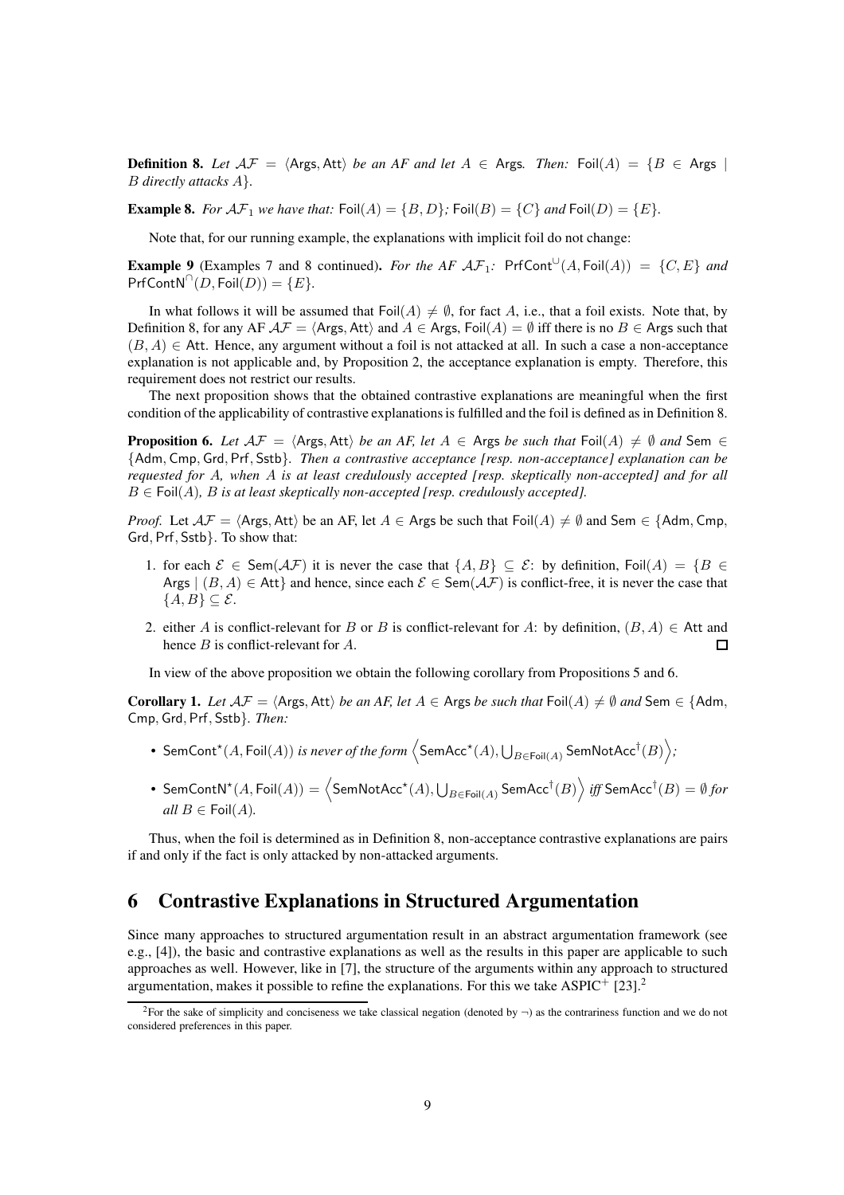**Definition 8.** *Let $\mathcal{AF} = \langle \mathsf{Args}, \mathsf{Att} \rangle$ be an AF and let $A \in \mathsf{Args}$. Then:* $\mathsf{Foil}(A) = \{B \in \mathsf{Args} \mid$ *$B$ directly attacks $A$*$\}$.

**Example 8.** *For $\mathcal{AF}_1$ we have that:* $\mathsf{Foil}(A) = \{B, D\}$*;* $\mathsf{Foil}(B) = \{C\}$ *and* $\mathsf{Foil}(D) = \{E\}$.

Note that, for our running example, the explanations with implicit foil do not change:

**Example 9** (Examples 7 and 8 continued)**.** *For the AF $\mathcal{AF}_1$:* $\mathsf{PrfCont}^{\cup}(A, \mathsf{Foil}(A)) = \{C, E\}$ *and* $\mathsf{PrfContN}^{\cap}(D, \mathsf{Foil}(D)) = \{E\}$.

In what follows it will be assumed that $\mathsf{Foil}(A) \neq \emptyset$, for fact $A$, i.e., that a foil exists. Note that, by Definition 8, for any AF $\mathcal{AF} = \langle \mathsf{Args}, \mathsf{Att} \rangle$ and $A \in \mathsf{Args}$, $\mathsf{Foil}(A) = \emptyset$ iff there is no $B \in \mathsf{Args}$ such that $(B, A) \in \mathsf{Att}$. Hence, any argument without a foil is not attacked at all. In such a case a non-acceptance explanation is not applicable and, by Proposition 2, the acceptance explanation is empty. Therefore, this requirement does not restrict our results.

The next proposition shows that the obtained contrastive explanations are meaningful when the first condition of the applicability of contrastive explanations is fulfilled and the foil is defined as in Definition 8.

**Proposition 6.** *Let $\mathcal{AF} = \langle \mathsf{Args}, \mathsf{Att} \rangle$ be an AF, let $A \in \mathsf{Args}$ be such that $\mathsf{Foil}(A) \neq \emptyset$ and $\mathsf{Sem} \in \{\mathsf{Adm}, \mathsf{Cmp}, \mathsf{Grd}, \mathsf{Prf}, \mathsf{Sstb}\}$. Then a contrastive acceptance [resp. non-acceptance] explanation can be requested for $A$, when $A$ is at least credulously accepted [resp. skeptically non-accepted] and for all $B \in \mathsf{Foil}(A)$, $B$ is at least skeptically non-accepted [resp. credulously accepted].*

*Proof.* Let $\mathcal{AF} = \langle \mathsf{Args}, \mathsf{Att} \rangle$ be an AF, let $A \in \mathsf{Args}$ be such that $\mathsf{Foil}(A) \neq \emptyset$ and $\mathsf{Sem} \in \{\mathsf{Adm}, \mathsf{Cmp}, \mathsf{Grd}, \mathsf{Prf}, \mathsf{Sstb}\}$. To show that:

1. for each $\mathcal{E} \in \mathsf{Sem}(\mathcal{AF})$ it is never the case that $\{A, B\} \subseteq \mathcal{E}$: by definition, $\mathsf{Foil}(A) = \{B \in \mathsf{Args} \mid (B, A) \in \mathsf{Att}\}$ and hence, since each $\mathcal{E} \in \mathsf{Sem}(\mathcal{AF})$ is conflict-free, it is never the case that $\{A, B\} \subseteq \mathcal{E}$.
2. either $A$ is conflict-relevant for $B$ or $B$ is conflict-relevant for $A$: by definition, $(B, A) \in \mathsf{Att}$ and hence $B$ is conflict-relevant for $A$. □

In view of the above proposition we obtain the following corollary from Propositions 5 and 6.

**Corollary 1.** *Let $\mathcal{AF} = \langle \mathsf{Args}, \mathsf{Att} \rangle$ be an AF, let $A \in \mathsf{Args}$ be such that $\mathsf{Foil}(A) \neq \emptyset$ and $\mathsf{Sem} \in \{\mathsf{Adm}, \mathsf{Cmp}, \mathsf{Grd}, \mathsf{Prf}, \mathsf{Sstb}\}$. Then:*

- $\mathsf{SemCont}^{\star}(A, \mathsf{Foil}(A))$ *is never of the form* $\left\langle \mathsf{SemAcc}^{\star}(A), \bigcup_{B \in \mathsf{Foil}(A)} \mathsf{SemNotAcc}^{\dagger}(B) \right\rangle$*;*
- $\mathsf{SemContN}^{\star}(A, \mathsf{Foil}(A)) = \left\langle \mathsf{SemNotAcc}^{\star}(A), \bigcup_{B \in \mathsf{Foil}(A)} \mathsf{SemAcc}^{\dagger}(B) \right\rangle$ *iff* $\mathsf{SemAcc}^{\dagger}(B) = \emptyset$ *for all $B \in \mathsf{Foil}(A)$.*

Thus, when the foil is determined as in Definition 8, non-acceptance contrastive explanations are pairs if and only if the fact is only attacked by non-attacked arguments.

## 6 Contrastive Explanations in Structured Argumentation

Since many approaches to structured argumentation result in an abstract argumentation framework (see e.g., [4]), the basic and contrastive explanations as well as the results in this paper are applicable to such approaches as well. However, like in [7], the structure of the arguments within any approach to structured argumentation, makes it possible to refine the explanations. For this we take ASPIC$^{+}$ [23].[2]

[2] For the sake of simplicity and conciseness we take classical negation (denoted by $\neg$) as the contrariness function and we do not considered preferences in this paper.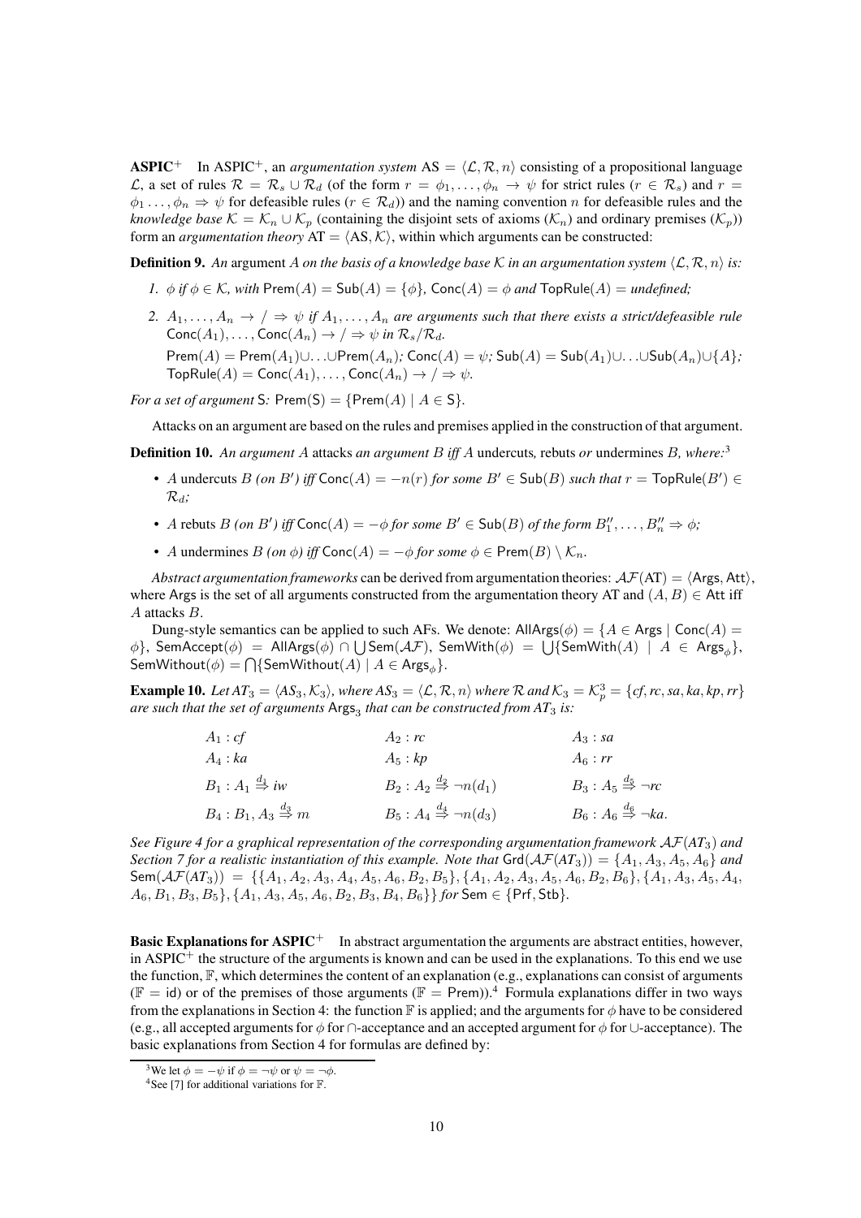**ASPIC$^+$** In ASPIC$^+$, an *argumentation system* $\text{AS} = \langle \mathcal{L}, \mathcal{R}, n \rangle$ consisting of a propositional language $\mathcal{L}$, a set of rules $\mathcal{R} = \mathcal{R}_s \cup \mathcal{R}_d$ (of the form $r = \phi_1, \ldots, \phi_n \to \psi$ for strict rules ($r \in \mathcal{R}_s$) and $r = \phi_1 \ldots, \phi_n \Rightarrow \psi$ for defeasible rules ($r \in \mathcal{R}_d$)) and the naming convention $n$ for defeasible rules and the *knowledge base* $\mathcal{K} = \mathcal{K}_n \cup \mathcal{K}_p$ (containing the disjoint sets of axioms ($\mathcal{K}_n$) and ordinary premises ($\mathcal{K}_p$)) form an *argumentation theory* $\text{AT} = \langle \text{AS}, \mathcal{K} \rangle$, within which arguments can be constructed:

**Definition 9.** *An* argument $A$ *on the basis of a knowledge base* $\mathcal{K}$ *in an argumentation system* $\langle \mathcal{L}, \mathcal{R}, n \rangle$ *is:*

1. $\phi$ *if* $\phi \in \mathcal{K}$*, with* $\mathsf{Prem}(A) = \mathsf{Sub}(A) = \{\phi\}$*,* $\mathsf{Conc}(A) = \phi$ *and* $\mathsf{TopRule}(A) =$ *undefined;*
2. $A_1, \ldots, A_n \to / \Rightarrow \psi$ *if* $A_1, \ldots, A_n$ *are arguments such that there exists a strict/defeasible rule* $\mathsf{Conc}(A_1), \ldots, \mathsf{Conc}(A_n) \to / \Rightarrow \psi$ *in* $\mathcal{R}_s/\mathcal{R}_d$*.*
   $\mathsf{Prem}(A) = \mathsf{Prem}(A_1) \cup \ldots \cup \mathsf{Prem}(A_n)$*;* $\mathsf{Conc}(A) = \psi$*;* $\mathsf{Sub}(A) = \mathsf{Sub}(A_1) \cup \ldots \cup \mathsf{Sub}(A_n) \cup \{A\}$*;* $\mathsf{TopRule}(A) = \mathsf{Conc}(A_1), \ldots, \mathsf{Conc}(A_n) \to / \Rightarrow \psi$*.*

*For a set of argument* $\mathsf{S}$*:* $\mathsf{Prem}(\mathsf{S}) = \{\mathsf{Prem}(A) \mid A \in \mathsf{S}\}$*.*

Attacks on an argument are based on the rules and premises applied in the construction of that argument.

**Definition 10.** *An argument* $A$ attacks *an argument* $B$ *iff* $A$ *undercuts, rebuts or undermines* $B$*, where:*[3]

- $A$ undercuts $B$ *(on* $B'$*) iff* $\mathsf{Conc}(A) = -n(r)$ *for some* $B' \in \mathsf{Sub}(B)$ *such that* $r = \mathsf{TopRule}(B') \in \mathcal{R}_d$*;*
- $A$ rebuts $B$ *(on* $B'$*) iff* $\mathsf{Conc}(A) = -\phi$ *for some* $B' \in \mathsf{Sub}(B)$ *of the form* $B''_1, \ldots, B''_n \Rightarrow \phi$*;*
- $A$ undermines $B$ *(on* $\phi$*) iff* $\mathsf{Conc}(A) = -\phi$ *for some* $\phi \in \mathsf{Prem}(B) \setminus \mathcal{K}_n$*.*

*Abstract argumentation frameworks* can be derived from argumentation theories: $\mathcal{AF}(\text{AT}) = \langle \mathsf{Args}, \mathsf{Att} \rangle$, where $\mathsf{Args}$ is the set of all arguments constructed from the argumentation theory AT and $(A, B) \in \mathsf{Att}$ iff $A$ attacks $B$.

Dung-style semantics can be applied to such AFs. We denote: $\mathsf{AllArgs}(\phi) = \{A \in \mathsf{Args} \mid \mathsf{Conc}(A) = \phi\}$, $\mathsf{SemAccept}(\phi) = \mathsf{AllArgs}(\phi) \cap \bigcup \mathsf{Sem}(\mathcal{AF})$, $\mathsf{SemWith}(\phi) = \bigcup\{\mathsf{SemWith}(A) \mid A \in \mathsf{Args}_\phi\}$, $\mathsf{SemWithout}(\phi) = \bigcap\{\mathsf{SemWithout}(A) \mid A \in \mathsf{Args}_\phi\}$.

**Example 10.** *Let* $AT_3 = \langle AS_3, \mathcal{K}_3 \rangle$*, where* $AS_3 = \langle \mathcal{L}, \mathcal{R}, n \rangle$ *where* $\mathcal{R}$ *and* $\mathcal{K}_3 = \mathcal{K}_p^3 = \{cf, rc, sa, ka, kp, rr\}$ *are such that the set of arguments* $\mathsf{Args}_3$ *that can be constructed from* $AT_3$ *is:*

$$
\begin{array}{lll}
A_1 : cf & A_2 : rc & A_3 : sa \\
A_4 : ka & A_5 : kp & A_6 : rr \\
B_1 : A_1 \overset{d_1}{\Rightarrow} iw & B_2 : A_2 \overset{d_2}{\Rightarrow} \neg n(d_1) & B_3 : A_5 \overset{d_5}{\Rightarrow} \neg rc \\
B_4 : B_1, A_3 \overset{d_3}{\Rightarrow} m & B_5 : A_4 \overset{d_4}{\Rightarrow} \neg n(d_3) & B_6 : A_6 \overset{d_6}{\Rightarrow} \neg ka.
\end{array}
$$

*See Figure 4 for a graphical representation of the corresponding argumentation framework* $\mathcal{AF}(AT_3)$ *and Section 7 for a realistic instantiation of this example. Note that* $\mathsf{Grd}(\mathcal{AF}(AT_3)) = \{A_1, A_3, A_5, A_6\}$ *and* $\mathsf{Sem}(\mathcal{AF}(AT_3)) = \{\{A_1, A_2, A_3, A_4, A_5, A_6, B_2, B_5\}, \{A_1, A_2, A_3, A_5, A_6, B_2, B_6\}, \{A_1, A_3, A_5, A_4, A_6, B_1, B_3, B_5\}, \{A_1, A_3, A_5, A_6, B_2, B_3, B_4, B_6\}\}$ *for* $\mathsf{Sem} \in \{\mathsf{Prf}, \mathsf{Stb}\}$*.*

**Basic Explanations for ASPIC$^+$** In abstract argumentation the arguments are abstract entities, however, in ASPIC$^+$ the structure of the arguments is known and can be used in the explanations. To this end we use the function, $\mathbb{F}$, which determines the content of an explanation (e.g., explanations can consist of arguments ($\mathbb{F} = \mathsf{id}$) or of the premises of those arguments ($\mathbb{F} = \mathsf{Prem}$)).[4] Formula explanations differ in two ways from the explanations in Section 4: the function $\mathbb{F}$ is applied; and the arguments for $\phi$ have to be considered (e.g., all accepted arguments for $\phi$ for $\cap$-acceptance and an accepted argument for $\phi$ for $\cup$-acceptance). The basic explanations from Section 4 for formulas are defined by:

---

[3] We let $\phi = -\psi$ if $\phi = \neg\psi$ or $\psi = \neg\phi$.

[4] See [7] for additional variations for $\mathbb{F}$.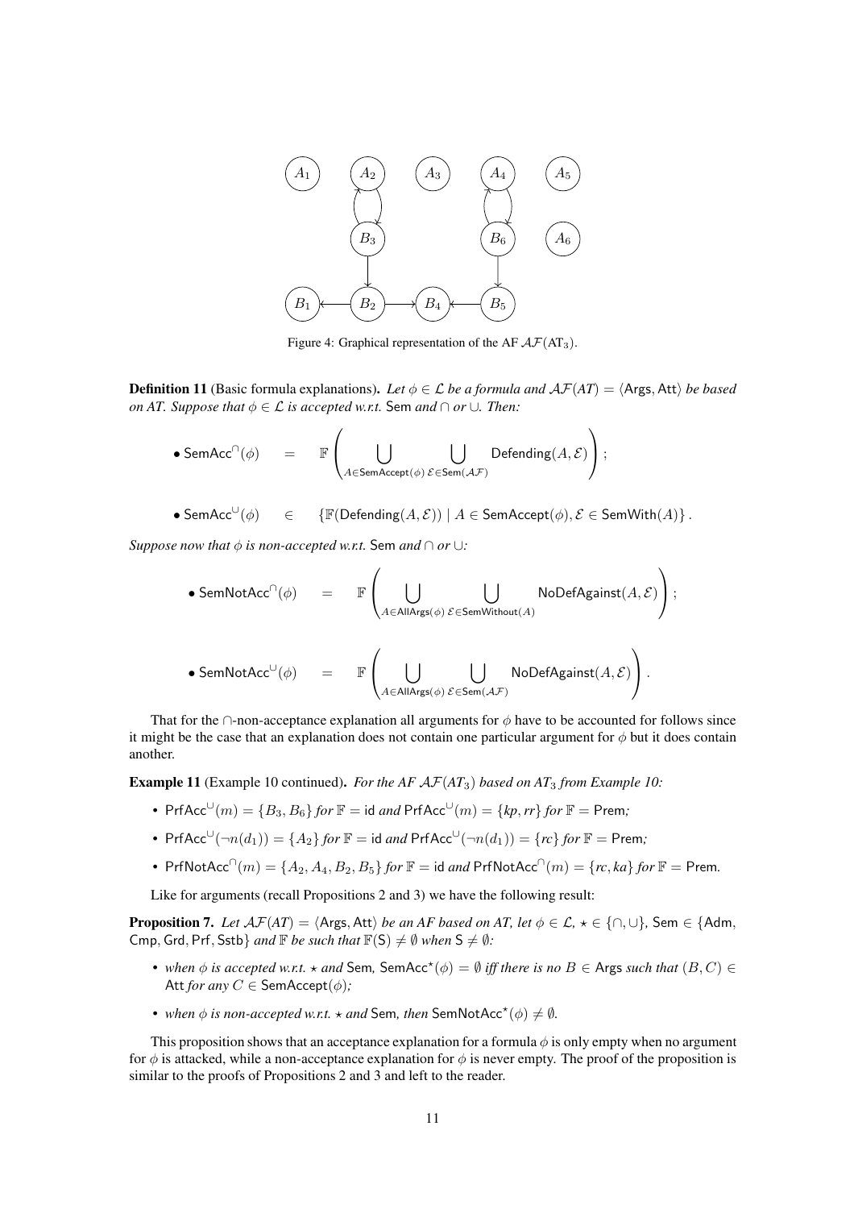Figure 4: Graphical representation of the AF $\mathcal{AF}(\mathrm{AT}_3)$.

**Definition 11** (Basic formula explanations)**.** *Let $\phi \in \mathcal{L}$ be a formula and $\mathcal{AF}(AT) = \langle \mathsf{Args}, \mathsf{Att} \rangle$ be based on AT. Suppose that $\phi \in \mathcal{L}$ is accepted w.r.t.* Sem *and* $\cap$ *or* $\cup$*. Then:*

$$\bullet\ \mathsf{SemAcc}^{\cap}(\phi) \quad = \quad \mathbb{F}\left( \bigcup_{A \in \mathsf{SemAccept}(\phi)} \bigcup_{\mathcal{E} \in \mathsf{Sem}(\mathcal{AF})} \mathsf{Defending}(A, \mathcal{E}) \right);$$

$$\bullet\ \mathsf{SemAcc}^{\cup}(\phi) \quad \in \quad \{\mathbb{F}(\mathsf{Defending}(A, \mathcal{E})) \mid A \in \mathsf{SemAccept}(\phi), \mathcal{E} \in \mathsf{SemWith}(A)\}.$$

*Suppose now that $\phi$ is non-accepted w.r.t.* Sem *and* $\cap$ *or* $\cup$*:*

$$\bullet\ \mathsf{SemNotAcc}^{\cap}(\phi) \quad = \quad \mathbb{F}\left( \bigcup_{A \in \mathsf{AllArgs}(\phi)} \bigcup_{\mathcal{E} \in \mathsf{SemWithout}(A)} \mathsf{NoDefAgainst}(A, \mathcal{E}) \right);$$

$$\bullet\ \mathsf{SemNotAcc}^{\cup}(\phi) \quad = \quad \mathbb{F}\left( \bigcup_{A \in \mathsf{AllArgs}(\phi)} \bigcup_{\mathcal{E} \in \mathsf{Sem}(\mathcal{AF})} \mathsf{NoDefAgainst}(A, \mathcal{E}) \right).$$

That for the $\cap$-non-acceptance explanation all arguments for $\phi$ have to be accounted for follows since it might be the case that an explanation does not contain one particular argument for $\phi$ but it does contain another.

**Example 11** (Example 10 continued)**.** *For the AF $\mathcal{AF}(AT_3)$ based on $AT_3$ from Example 10:*

- $\mathsf{PrfAcc}^{\cup}(m) = \{B_3, B_6\}$ *for* $\mathbb{F} = \mathsf{id}$ *and* $\mathsf{PrfAcc}^{\cup}(m) = \{kp, rr\}$ *for* $\mathbb{F} = \mathsf{Prem}$*;*
- $\mathsf{PrfAcc}^{\cup}(\neg n(d_1)) = \{A_2\}$ *for* $\mathbb{F} = \mathsf{id}$ *and* $\mathsf{PrfAcc}^{\cup}(\neg n(d_1)) = \{rc\}$ *for* $\mathbb{F} = \mathsf{Prem}$*;*
- $\mathsf{PrfNotAcc}^{\cap}(m) = \{A_2, A_4, B_2, B_5\}$ *for* $\mathbb{F} = \mathsf{id}$ *and* $\mathsf{PrfNotAcc}^{\cap}(m) = \{rc, ka\}$ *for* $\mathbb{F} = \mathsf{Prem}$*.*

Like for arguments (recall Propositions 2 and 3) we have the following result:

**Proposition 7.** *Let $\mathcal{AF}(AT) = \langle \mathsf{Args}, \mathsf{Att} \rangle$ be an AF based on AT, let $\phi \in \mathcal{L}$, $\star \in \{\cap, \cup\}$,* $\mathsf{Sem} \in \{\mathsf{Adm}, \mathsf{Cmp}, \mathsf{Grd}, \mathsf{Prf}, \mathsf{Sstb}\}$ *and $\mathbb{F}$ be such that $\mathbb{F}(\mathsf{S}) \neq \emptyset$ when $\mathsf{S} \neq \emptyset$:*

- *when $\phi$ is accepted w.r.t. $\star$ and* Sem*,* $\mathsf{SemAcc}^{\star}(\phi) = \emptyset$ *iff there is no $B \in \mathsf{Args}$ such that $(B, C) \in \mathsf{Att}$ for any $C \in \mathsf{SemAccept}(\phi)$;*
- *when $\phi$ is non-accepted w.r.t. $\star$ and* Sem*, then* $\mathsf{SemNotAcc}^{\star}(\phi) \neq \emptyset$*.*

This proposition shows that an acceptance explanation for a formula $\phi$ is only empty when no argument for $\phi$ is attacked, while a non-acceptance explanation for $\phi$ is never empty. The proof of the proposition is similar to the proofs of Propositions 2 and 3 and left to the reader.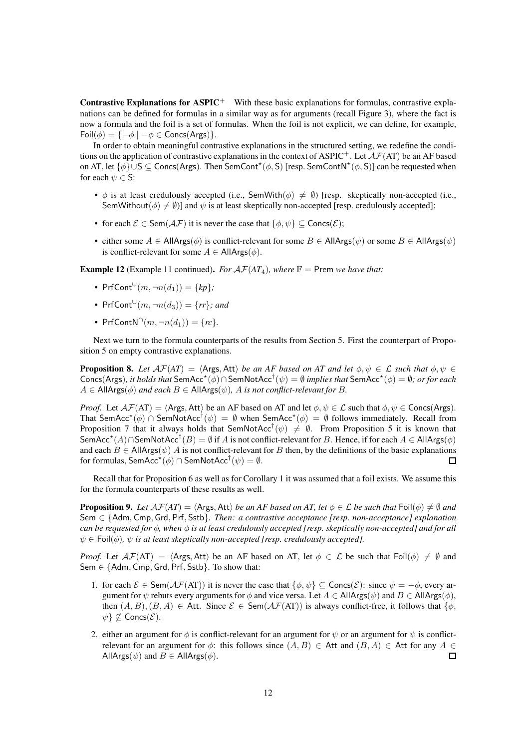**Contrastive Explanations for ASPIC$^+$** With these basic explanations for formulas, contrastive explanations can be defined for formulas in a similar way as for arguments (recall Figure 3), where the fact is now a formula and the foil is a set of formulas. When the foil is not explicit, we can define, for example, $\mathsf{Foil}(\phi) = \{-\phi \mid -\phi \in \mathsf{Concs}(\mathsf{Args})\}$.

In order to obtain meaningful contrastive explanations in the structured setting, we redefine the conditions on the application of contrastive explanations in the context of ASPIC$^+$. Let $\mathcal{AF}(\mathrm{AT})$ be an AF based on AT, let $\{\phi\} \cup \mathsf{S} \subseteq \mathsf{Concs}(\mathsf{Args})$. Then $\mathsf{SemCont}^\star(\phi, \mathsf{S})$ [resp. $\mathsf{SemContN}^\star(\phi, \mathsf{S})$] can be requested when for each $\psi \in \mathsf{S}$:

- $\phi$ is at least credulously accepted (i.e., $\mathsf{SemWith}(\phi) \neq \emptyset$) [resp. skeptically non-accepted (i.e., $\mathsf{SemWithout}(\phi) \neq \emptyset$)] and $\psi$ is at least skeptically non-accepted [resp. credulously accepted];
- for each $\mathcal{E} \in \mathsf{Sem}(\mathcal{AF})$ it is never the case that $\{\phi, \psi\} \subseteq \mathsf{Concs}(\mathcal{E})$;
- either some $A \in \mathsf{AllArgs}(\phi)$ is conflict-relevant for some $B \in \mathsf{AllArgs}(\psi)$ or some $B \in \mathsf{AllArgs}(\psi)$ is conflict-relevant for some $A \in \mathsf{AllArgs}(\phi)$.

**Example 12** (Example 11 continued)**.** *For $\mathcal{AF}(AT_4)$, where $\mathbb{F} = \mathsf{Prem}$ we have that:*

- $\mathsf{PrfCont}^\cup(m, \neg n(d_1)) = \{kp\}$*;*
- $\mathsf{PrfCont}^\cup(m, \neg n(d_3)) = \{rr\}$*; and*
- $\mathsf{PrfContN}^\cap(m, \neg n(d_1)) = \{rc\}$.

Next we turn to the formula counterparts of the results from Section 5. First the counterpart of Proposition 5 on empty contrastive explanations.

**Proposition 8.** *Let $\mathcal{AF}(AT) = \langle \mathsf{Args}, \mathsf{Att} \rangle$ be an AF based on AT and let $\phi, \psi \in \mathcal{L}$ such that $\phi, \psi \in \mathsf{Concs}(\mathsf{Args})$, it holds that $\mathsf{SemAcc}^\star(\phi) \cap \mathsf{SemNotAcc}^\dagger(\psi) = \emptyset$ implies that $\mathsf{SemAcc}^\star(\phi) = \emptyset$; or for each $A \in \mathsf{AllArgs}(\phi)$ and each $B \in \mathsf{AllArgs}(\psi)$, $A$ is not conflict-relevant for $B$.*

*Proof.* Let $\mathcal{AF}(\mathrm{AT}) = \langle \mathsf{Args}, \mathsf{Att} \rangle$ be an AF based on AT and let $\phi, \psi \in \mathcal{L}$ such that $\phi, \psi \in \mathsf{Concs}(\mathsf{Args})$. That $\mathsf{SemAcc}^\star(\phi) \cap \mathsf{SemNotAcc}^\dagger(\psi) = \emptyset$ when $\mathsf{SemAcc}^\star(\phi) = \emptyset$ follows immediately. Recall from Proposition 7 that it always holds that $\mathsf{SemNotAcc}^\dagger(\psi) \neq \emptyset$. From Proposition 5 it is known that $\mathsf{SemAcc}^\star(A) \cap \mathsf{SemNotAcc}^\dagger(B) = \emptyset$ if $A$ is not conflict-relevant for $B$. Hence, if for each $A \in \mathsf{AllArgs}(\phi)$ and each $B \in \mathsf{AllArgs}(\psi)$ $A$ is not conflict-relevant for $B$ then, by the definitions of the basic explanations for formulas, $\mathsf{SemAcc}^\star(\phi) \cap \mathsf{SemNotAcc}^\dagger(\psi) = \emptyset$. ◻

Recall that for Proposition 6 as well as for Corollary 1 it was assumed that a foil exists. We assume this for the formula counterparts of these results as well.

**Proposition 9.** *Let $\mathcal{AF}(AT) = \langle \mathsf{Args}, \mathsf{Att} \rangle$ be an AF based on AT, let $\phi \in \mathcal{L}$ be such that $\mathsf{Foil}(\phi) \neq \emptyset$ and $\mathsf{Sem} \in \{\mathsf{Adm}, \mathsf{Cmp}, \mathsf{Grd}, \mathsf{Prf}, \mathsf{Sstb}\}$. Then: a contrastive acceptance [resp. non-acceptance] explanation can be requested for $\phi$, when $\phi$ is at least credulously accepted [resp. skeptically non-accepted] and for all $\psi \in \mathsf{Foil}(\phi)$, $\psi$ is at least skeptically non-accepted [resp. credulously accepted].*

*Proof.* Let $\mathcal{AF}(\mathrm{AT}) = \langle \mathsf{Args}, \mathsf{Att} \rangle$ be an AF based on AT, let $\phi \in \mathcal{L}$ be such that $\mathsf{Foil}(\phi) \neq \emptyset$ and $\mathsf{Sem} \in \{\mathsf{Adm}, \mathsf{Cmp}, \mathsf{Grd}, \mathsf{Prf}, \mathsf{Sstb}\}$. To show that:

1. for each $\mathcal{E} \in \mathsf{Sem}(\mathcal{AF}(\mathrm{AT}))$ it is never the case that $\{\phi, \psi\} \subseteq \mathsf{Concs}(\mathcal{E})$: since $\psi = -\phi$, every argument for $\psi$ rebuts every arguments for $\phi$ and vice versa. Let $A \in \mathsf{AllArgs}(\psi)$ and $B \in \mathsf{AllArgs}(\phi)$, then $(A, B), (B, A) \in \mathsf{Att}$. Since $\mathcal{E} \in \mathsf{Sem}(\mathcal{AF}(\mathrm{AT}))$ is always conflict-free, it follows that $\{\phi, \psi\} \not\subseteq \mathsf{Concs}(\mathcal{E})$.
2. either an argument for $\phi$ is conflict-relevant for an argument for $\psi$ or an argument for $\psi$ is conflict-relevant for an argument for $\phi$: this follows since $(A, B) \in \mathsf{Att}$ and $(B, A) \in \mathsf{Att}$ for any $A \in \mathsf{AllArgs}(\psi)$ and $B \in \mathsf{AllArgs}(\phi)$. ◻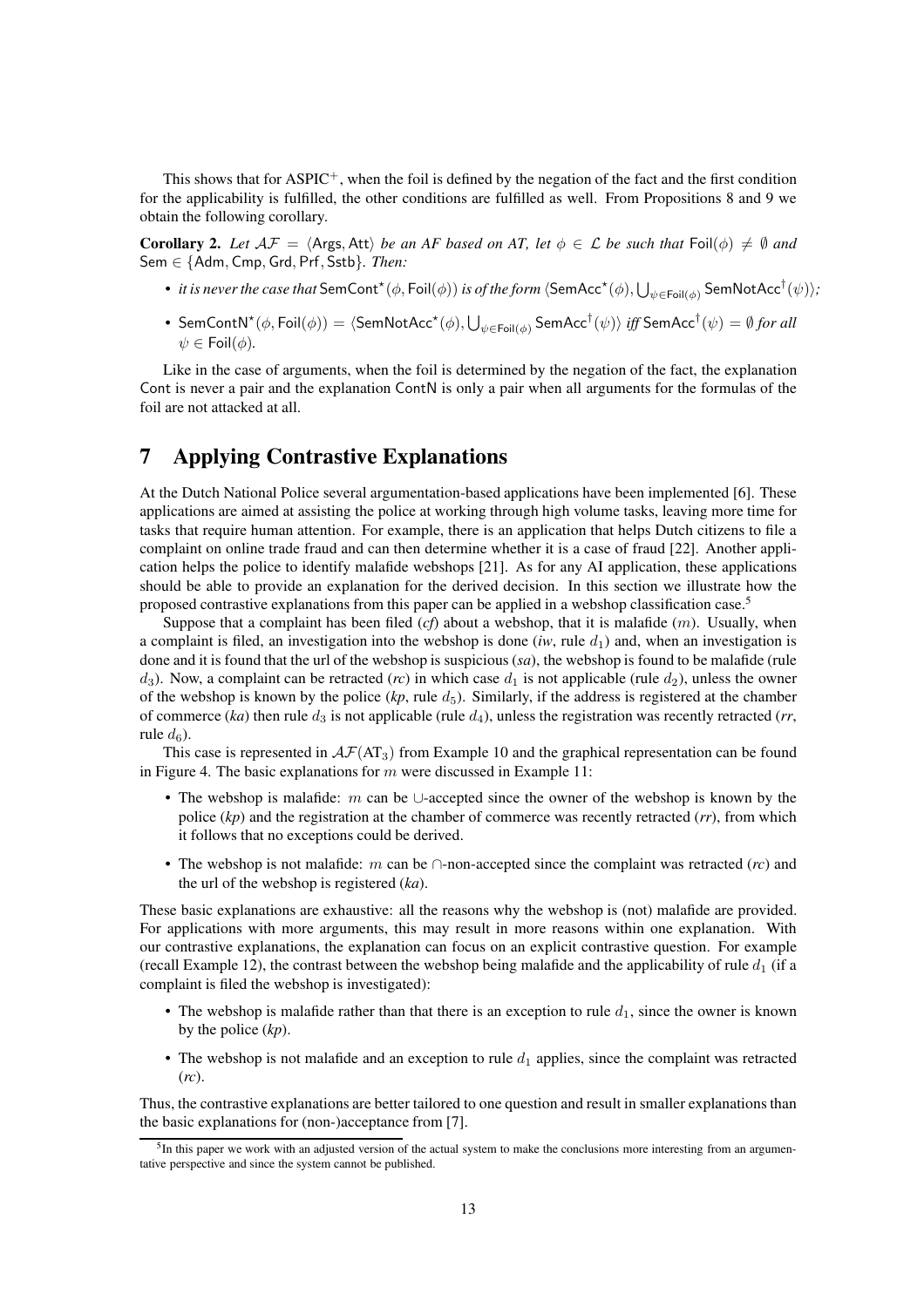This shows that for ASPIC$^+$, when the foil is defined by the negation of the fact and the first condition for the applicability is fulfilled, the other conditions are fulfilled as well. From Propositions 8 and 9 we obtain the following corollary.

**Corollary 2.** *Let* $\mathcal{AF} = \langle \mathsf{Args}, \mathsf{Att} \rangle$ *be an AF based on AT, let* $\phi \in \mathcal{L}$ *be such that* $\mathsf{Foil}(\phi) \neq \emptyset$ *and* $\mathsf{Sem} \in \{\mathsf{Adm}, \mathsf{Cmp}, \mathsf{Grd}, \mathsf{Prf}, \mathsf{Sstb}\}$. *Then:*

- *it is never the case that* $\mathsf{SemCont}^\star(\phi, \mathsf{Foil}(\phi))$ *is of the form* $\langle \mathsf{SemAcc}^\star(\phi), \bigcup_{\psi \in \mathsf{Foil}(\phi)} \mathsf{SemNotAcc}^\dagger(\psi) \rangle$;
- $\mathsf{SemContN}^\star(\phi, \mathsf{Foil}(\phi)) = \langle \mathsf{SemNotAcc}^\star(\phi), \bigcup_{\psi \in \mathsf{Foil}(\phi)} \mathsf{SemAcc}^\dagger(\psi) \rangle$ *iff* $\mathsf{SemAcc}^\dagger(\psi) = \emptyset$ *for all* $\psi \in \mathsf{Foil}(\phi)$.

Like in the case of arguments, when the foil is determined by the negation of the fact, the explanation Cont is never a pair and the explanation ContN is only a pair when all arguments for the formulas of the foil are not attacked at all.

## 7 Applying Contrastive Explanations

At the Dutch National Police several argumentation-based applications have been implemented [6]. These applications are aimed at assisting the police at working through high volume tasks, leaving more time for tasks that require human attention. For example, there is an application that helps Dutch citizens to file a complaint on online trade fraud and can then determine whether it is a case of fraud [22]. Another application helps the police to identify malafide webshops [21]. As for any AI application, these applications should be able to provide an explanation for the derived decision. In this section we illustrate how the proposed contrastive explanations from this paper can be applied in a webshop classification case.[5]

Suppose that a complaint has been filed (*cf*) about a webshop, that it is malafide ($m$). Usually, when a complaint is filed, an investigation into the webshop is done (*iw*, rule $d_1$) and, when an investigation is done and it is found that the url of the webshop is suspicious (*sa*), the webshop is found to be malafide (rule $d_3$). Now, a complaint can be retracted (*rc*) in which case $d_1$ is not applicable (rule $d_2$), unless the owner of the webshop is known by the police (*kp*, rule $d_5$). Similarly, if the address is registered at the chamber of commerce (*ka*) then rule $d_3$ is not applicable (rule $d_4$), unless the registration was recently retracted (*rr*, rule $d_6$).

This case is represented in $\mathcal{AF}(\mathrm{AT}_3)$ from Example 10 and the graphical representation can be found in Figure 4. The basic explanations for $m$ were discussed in Example 11:

- The webshop is malafide: $m$ can be $\cup$-accepted since the owner of the webshop is known by the police (*kp*) and the registration at the chamber of commerce was recently retracted (*rr*), from which it follows that no exceptions could be derived.
- The webshop is not malafide: $m$ can be $\cap$-non-accepted since the complaint was retracted (*rc*) and the url of the webshop is registered (*ka*).

These basic explanations are exhaustive: all the reasons why the webshop is (not) malafide are provided. For applications with more arguments, this may result in more reasons within one explanation. With our contrastive explanations, the explanation can focus on an explicit contrastive question. For example (recall Example 12), the contrast between the webshop being malafide and the applicability of rule $d_1$ (if a complaint is filed the webshop is investigated):

- The webshop is malafide rather than that there is an exception to rule $d_1$, since the owner is known by the police (*kp*).
- The webshop is not malafide and an exception to rule $d_1$ applies, since the complaint was retracted (*rc*).

Thus, the contrastive explanations are better tailored to one question and result in smaller explanations than the basic explanations for (non-)acceptance from [7].

[5] In this paper we work with an adjusted version of the actual system to make the conclusions more interesting from an argumentative perspective and since the system cannot be published.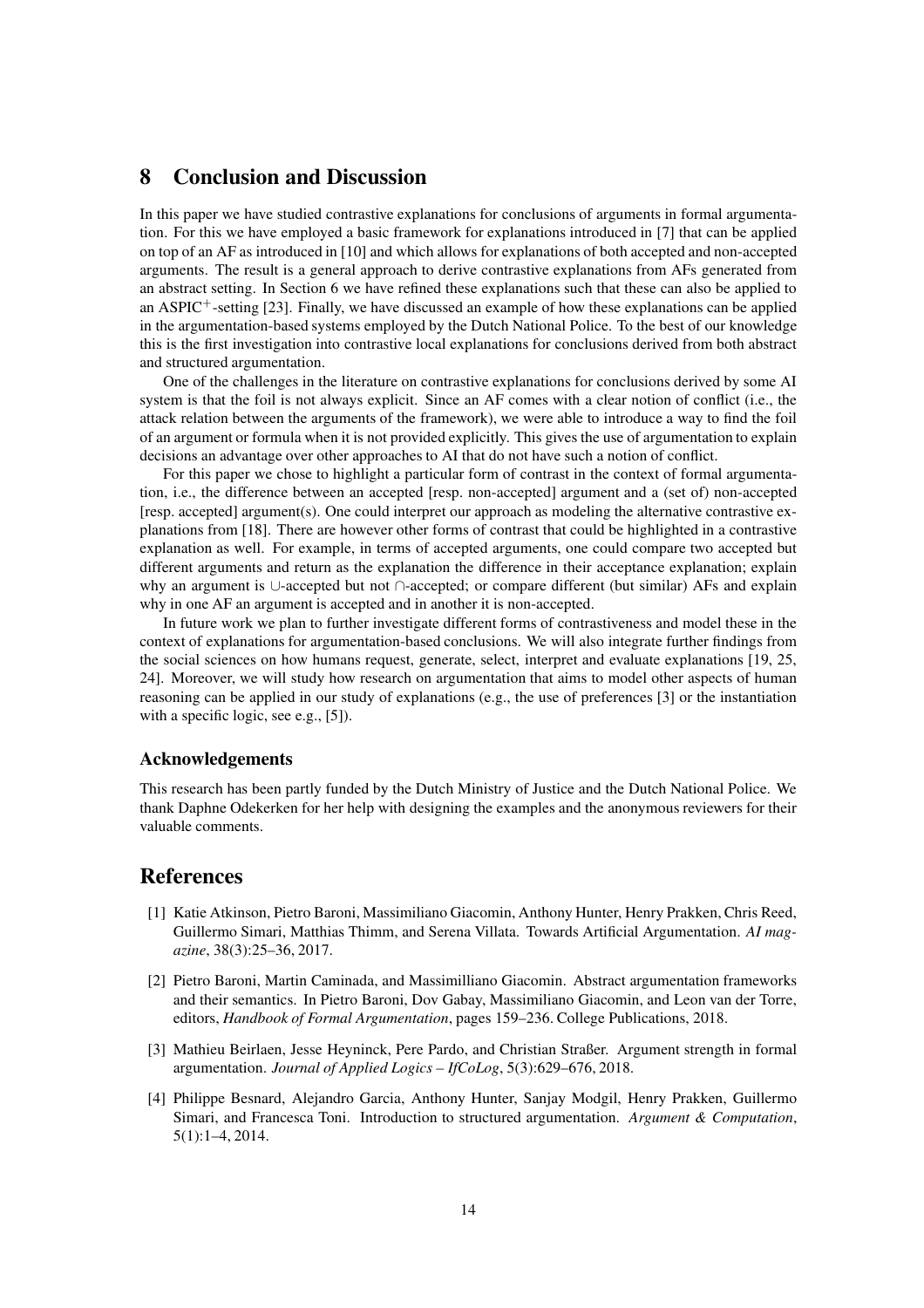# 8 Conclusion and Discussion

In this paper we have studied contrastive explanations for conclusions of arguments in formal argumentation. For this we have employed a basic framework for explanations introduced in [7] that can be applied on top of an AF as introduced in [10] and which allows for explanations of both accepted and non-accepted arguments. The result is a general approach to derive contrastive explanations from AFs generated from an abstract setting. In Section 6 we have refined these explanations such that these can also be applied to an ASPIC$^+$-setting [23]. Finally, we have discussed an example of how these explanations can be applied in the argumentation-based systems employed by the Dutch National Police. To the best of our knowledge this is the first investigation into contrastive local explanations for conclusions derived from both abstract and structured argumentation.

One of the challenges in the literature on contrastive explanations for conclusions derived by some AI system is that the foil is not always explicit. Since an AF comes with a clear notion of conflict (i.e., the attack relation between the arguments of the framework), we were able to introduce a way to find the foil of an argument or formula when it is not provided explicitly. This gives the use of argumentation to explain decisions an advantage over other approaches to AI that do not have such a notion of conflict.

For this paper we chose to highlight a particular form of contrast in the context of formal argumentation, i.e., the difference between an accepted [resp. non-accepted] argument and a (set of) non-accepted [resp. accepted] argument(s). One could interpret our approach as modeling the alternative contrastive explanations from [18]. There are however other forms of contrast that could be highlighted in a contrastive explanation as well. For example, in terms of accepted arguments, one could compare two accepted but different arguments and return as the explanation the difference in their acceptance explanation; explain why an argument is $\cup$-accepted but not $\cap$-accepted; or compare different (but similar) AFs and explain why in one AF an argument is accepted and in another it is non-accepted.

In future work we plan to further investigate different forms of contrastiveness and model these in the context of explanations for argumentation-based conclusions. We will also integrate further findings from the social sciences on how humans request, generate, select, interpret and evaluate explanations [19, 25, 24]. Moreover, we will study how research on argumentation that aims to model other aspects of human reasoning can be applied in our study of explanations (e.g., the use of preferences [3] or the instantiation with a specific logic, see e.g., [5]).

### Acknowledgements

This research has been partly funded by the Dutch Ministry of Justice and the Dutch National Police. We thank Daphne Odekerken for her help with designing the examples and the anonymous reviewers for their valuable comments.

# References

[1] Katie Atkinson, Pietro Baroni, Massimiliano Giacomin, Anthony Hunter, Henry Prakken, Chris Reed, Guillermo Simari, Matthias Thimm, and Serena Villata. Towards Artificial Argumentation. *AI magazine*, 38(3):25–36, 2017.

[2] Pietro Baroni, Martin Caminada, and Massimilliano Giacomin. Abstract argumentation frameworks and their semantics. In Pietro Baroni, Dov Gabay, Massimiliano Giacomin, and Leon van der Torre, editors, *Handbook of Formal Argumentation*, pages 159–236. College Publications, 2018.

[3] Mathieu Beirlaen, Jesse Heyninck, Pere Pardo, and Christian Straßer. Argument strength in formal argumentation. *Journal of Applied Logics – IfCoLog*, 5(3):629–676, 2018.

[4] Philippe Besnard, Alejandro Garcia, Anthony Hunter, Sanjay Modgil, Henry Prakken, Guillermo Simari, and Francesca Toni. Introduction to structured argumentation. *Argument & Computation*, 5(1):1–4, 2014.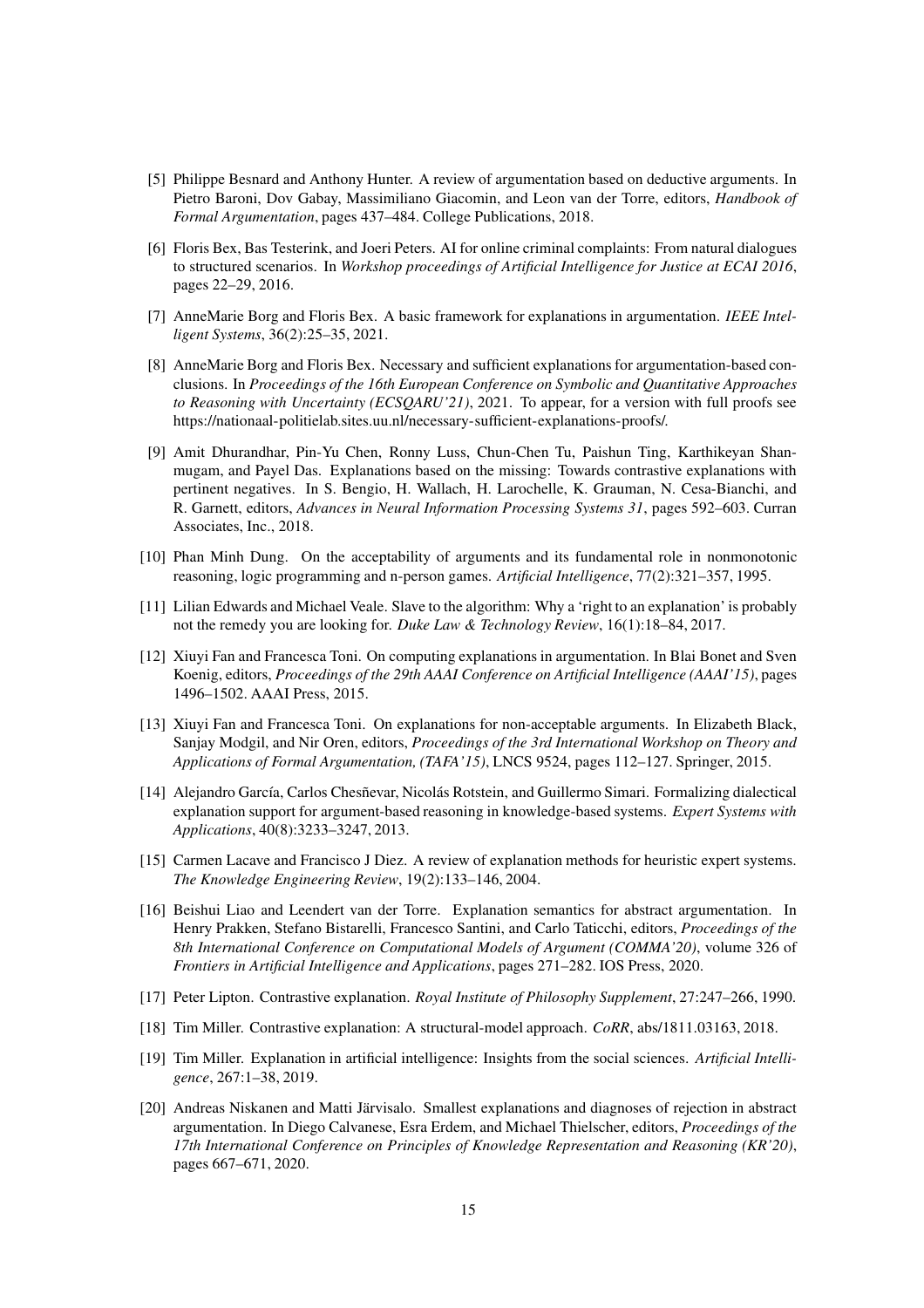[5] Philippe Besnard and Anthony Hunter. A review of argumentation based on deductive arguments. In Pietro Baroni, Dov Gabay, Massimiliano Giacomin, and Leon van der Torre, editors, *Handbook of Formal Argumentation*, pages 437–484. College Publications, 2018.

[6] Floris Bex, Bas Testerink, and Joeri Peters. AI for online criminal complaints: From natural dialogues to structured scenarios. In *Workshop proceedings of Artificial Intelligence for Justice at ECAI 2016*, pages 22–29, 2016.

[7] AnneMarie Borg and Floris Bex. A basic framework for explanations in argumentation. *IEEE Intelligent Systems*, 36(2):25–35, 2021.

[8] AnneMarie Borg and Floris Bex. Necessary and sufficient explanations for argumentation-based conclusions. In *Proceedings of the 16th European Conference on Symbolic and Quantitative Approaches to Reasoning with Uncertainty (ECSQARU'21)*, 2021. To appear, for a version with full proofs see https://nationaal-politielab.sites.uu.nl/necessary-sufficient-explanations-proofs/.

[9] Amit Dhurandhar, Pin-Yu Chen, Ronny Luss, Chun-Chen Tu, Paishun Ting, Karthikeyan Shanmugam, and Payel Das. Explanations based on the missing: Towards contrastive explanations with pertinent negatives. In S. Bengio, H. Wallach, H. Larochelle, K. Grauman, N. Cesa-Bianchi, and R. Garnett, editors, *Advances in Neural Information Processing Systems 31*, pages 592–603. Curran Associates, Inc., 2018.

[10] Phan Minh Dung. On the acceptability of arguments and its fundamental role in nonmonotonic reasoning, logic programming and n-person games. *Artificial Intelligence*, 77(2):321–357, 1995.

[11] Lilian Edwards and Michael Veale. Slave to the algorithm: Why a 'right to an explanation' is probably not the remedy you are looking for. *Duke Law & Technology Review*, 16(1):18–84, 2017.

[12] Xiuyi Fan and Francesca Toni. On computing explanations in argumentation. In Blai Bonet and Sven Koenig, editors, *Proceedings of the 29th AAAI Conference on Artificial Intelligence (AAAI'15)*, pages 1496–1502. AAAI Press, 2015.

[13] Xiuyi Fan and Francesca Toni. On explanations for non-acceptable arguments. In Elizabeth Black, Sanjay Modgil, and Nir Oren, editors, *Proceedings of the 3rd International Workshop on Theory and Applications of Formal Argumentation, (TAFA'15)*, LNCS 9524, pages 112–127. Springer, 2015.

[14] Alejandro García, Carlos Chesñevar, Nicolás Rotstein, and Guillermo Simari. Formalizing dialectical explanation support for argument-based reasoning in knowledge-based systems. *Expert Systems with Applications*, 40(8):3233–3247, 2013.

[15] Carmen Lacave and Francisco J Diez. A review of explanation methods for heuristic expert systems. *The Knowledge Engineering Review*, 19(2):133–146, 2004.

[16] Beishui Liao and Leendert van der Torre. Explanation semantics for abstract argumentation. In Henry Prakken, Stefano Bistarelli, Francesco Santini, and Carlo Taticchi, editors, *Proceedings of the 8th International Conference on Computational Models of Argument (COMMA'20)*, volume 326 of *Frontiers in Artificial Intelligence and Applications*, pages 271–282. IOS Press, 2020.

[17] Peter Lipton. Contrastive explanation. *Royal Institute of Philosophy Supplement*, 27:247–266, 1990.

[18] Tim Miller. Contrastive explanation: A structural-model approach. *CoRR*, abs/1811.03163, 2018.

[19] Tim Miller. Explanation in artificial intelligence: Insights from the social sciences. *Artificial Intelligence*, 267:1–38, 2019.

[20] Andreas Niskanen and Matti Järvisalo. Smallest explanations and diagnoses of rejection in abstract argumentation. In Diego Calvanese, Esra Erdem, and Michael Thielscher, editors, *Proceedings of the 17th International Conference on Principles of Knowledge Representation and Reasoning (KR'20)*, pages 667–671, 2020.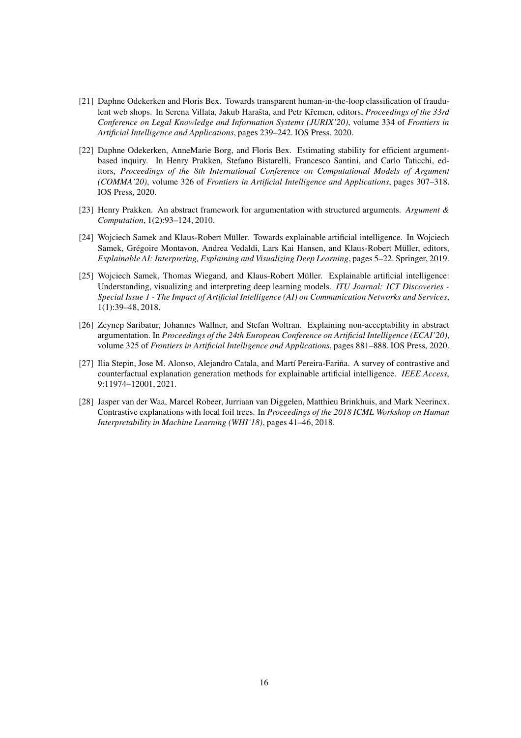[21] Daphne Odekerken and Floris Bex. Towards transparent human-in-the-loop classification of fraudulent web shops. In Serena Villata, Jakub Harašta, and Petr Křemen, editors, *Proceedings of the 33rd Conference on Legal Knowledge and Information Systems (JURIX'20)*, volume 334 of *Frontiers in Artificial Intelligence and Applications*, pages 239–242. IOS Press, 2020.

[22] Daphne Odekerken, AnneMarie Borg, and Floris Bex. Estimating stability for efficient argument-based inquiry. In Henry Prakken, Stefano Bistarelli, Francesco Santini, and Carlo Taticchi, editors, *Proceedings of the 8th International Conference on Computational Models of Argument (COMMA'20)*, volume 326 of *Frontiers in Artificial Intelligence and Applications*, pages 307–318. IOS Press, 2020.

[23] Henry Prakken. An abstract framework for argumentation with structured arguments. *Argument & Computation*, 1(2):93–124, 2010.

[24] Wojciech Samek and Klaus-Robert Müller. Towards explainable artificial intelligence. In Wojciech Samek, Grégoire Montavon, Andrea Vedaldi, Lars Kai Hansen, and Klaus-Robert Müller, editors, *Explainable AI: Interpreting, Explaining and Visualizing Deep Learning*, pages 5–22. Springer, 2019.

[25] Wojciech Samek, Thomas Wiegand, and Klaus-Robert Müller. Explainable artificial intelligence: Understanding, visualizing and interpreting deep learning models. *ITU Journal: ICT Discoveries - Special Issue 1 - The Impact of Artificial Intelligence (AI) on Communication Networks and Services*, 1(1):39–48, 2018.

[26] Zeynep Saribatur, Johannes Wallner, and Stefan Woltran. Explaining non-acceptability in abstract argumentation. In *Proceedings of the 24th European Conference on Artificial Intelligence (ECAI'20)*, volume 325 of *Frontiers in Artificial Intelligence and Applications*, pages 881–888. IOS Press, 2020.

[27] Ilia Stepin, Jose M. Alonso, Alejandro Catala, and Martí Pereira-Fariña. A survey of contrastive and counterfactual explanation generation methods for explainable artificial intelligence. *IEEE Access*, 9:11974–12001, 2021.

[28] Jasper van der Waa, Marcel Robeer, Jurriaan van Diggelen, Matthieu Brinkhuis, and Mark Neerincx. Contrastive explanations with local foil trees. In *Proceedings of the 2018 ICML Workshop on Human Interpretability in Machine Learning (WHI'18)*, pages 41–46, 2018.